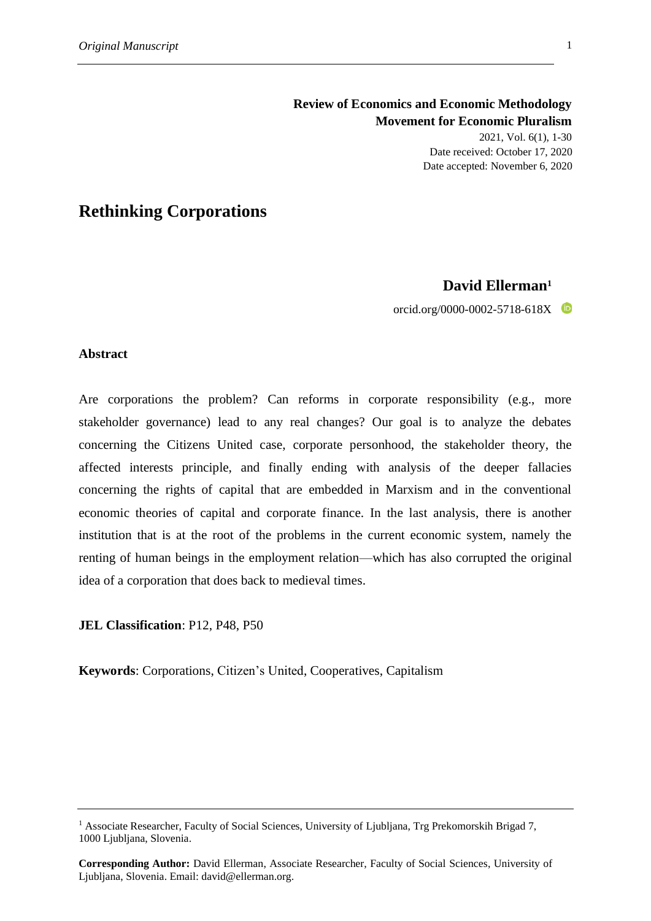**Review of Economics and Economic Methodology**
**Movement for Economic Pluralism**

2021, Vol. 6(1), 1-30
Date received: October 17, 2020
Date accepted: November 6, 2020

# Rethinking Corporations

**David Ellerman**[1]

orcid.org/0000-0002-5718-618X

## Abstract

Are corporations the problem? Can reforms in corporate responsibility (e.g., more stakeholder governance) lead to any real changes? Our goal is to analyze the debates concerning the Citizens United case, corporate personhood, the stakeholder theory, the affected interests principle, and finally ending with analysis of the deeper fallacies concerning the rights of capital that are embedded in Marxism and in the conventional economic theories of capital and corporate finance. In the last analysis, there is another institution that is at the root of the problems in the current economic system, namely the renting of human beings in the employment relation—which has also corrupted the original idea of a corporation that does back to medieval times.

**JEL Classification**: P12, P48, P50

**Keywords**: Corporations, Citizen's United, Cooperatives, Capitalism

---

[1] Associate Researcher, Faculty of Social Sciences, University of Ljubljana, Trg Prekomorskih Brigad 7, 1000 Ljubljana, Slovenia.

**Corresponding Author:** David Ellerman, Associate Researcher, Faculty of Social Sciences, University of Ljubljana, Slovenia. Email: david@ellerman.org.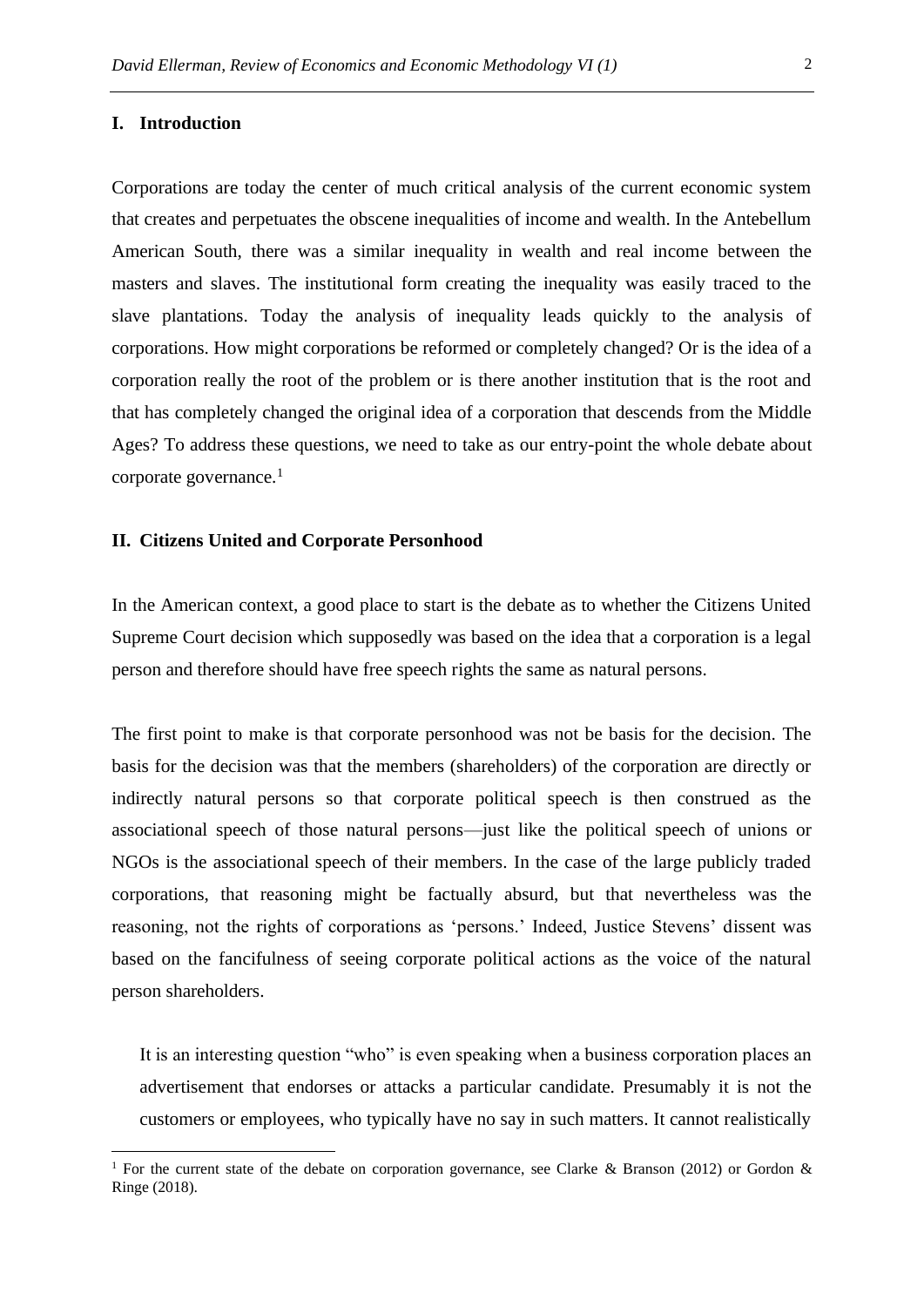## I. Introduction

Corporations are today the center of much critical analysis of the current economic system that creates and perpetuates the obscene inequalities of income and wealth. In the Antebellum American South, there was a similar inequality in wealth and real income between the masters and slaves. The institutional form creating the inequality was easily traced to the slave plantations. Today the analysis of inequality leads quickly to the analysis of corporations. How might corporations be reformed or completely changed? Or is the idea of a corporation really the root of the problem or is there another institution that is the root and that has completely changed the original idea of a corporation that descends from the Middle Ages? To address these questions, we need to take as our entry-point the whole debate about corporate governance.[1]

## II. Citizens United and Corporate Personhood

In the American context, a good place to start is the debate as to whether the Citizens United Supreme Court decision which supposedly was based on the idea that a corporation is a legal person and therefore should have free speech rights the same as natural persons.

The first point to make is that corporate personhood was not be basis for the decision. The basis for the decision was that the members (shareholders) of the corporation are directly or indirectly natural persons so that corporate political speech is then construed as the associational speech of those natural persons—just like the political speech of unions or NGOs is the associational speech of their members. In the case of the large publicly traded corporations, that reasoning might be factually absurd, but that nevertheless was the reasoning, not the rights of corporations as 'persons.' Indeed, Justice Stevens' dissent was based on the fancifulness of seeing corporate political actions as the voice of the natural person shareholders.

> It is an interesting question "who" is even speaking when a business corporation places an advertisement that endorses or attacks a particular candidate. Presumably it is not the customers or employees, who typically have no say in such matters. It cannot realistically

[1] For the current state of the debate on corporation governance, see Clarke & Branson (2012) or Gordon & Ringe (2018).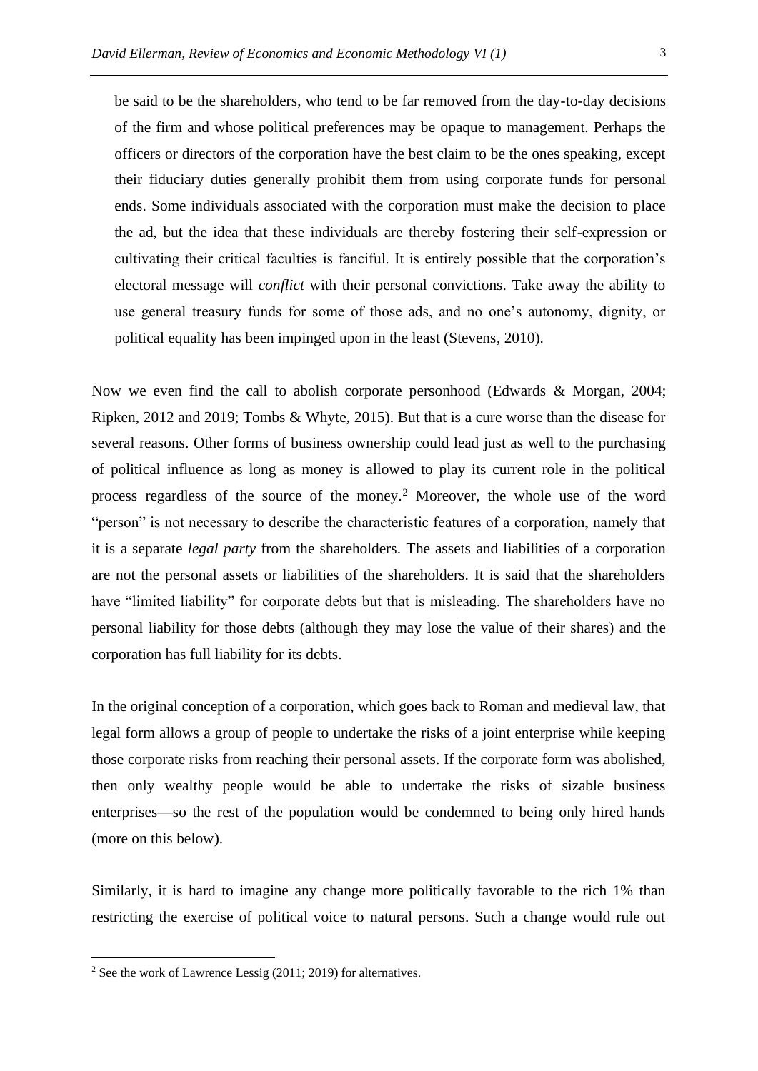> be said to be the shareholders, who tend to be far removed from the day-to-day decisions of the firm and whose political preferences may be opaque to management. Perhaps the officers or directors of the corporation have the best claim to be the ones speaking, except their fiduciary duties generally prohibit them from using corporate funds for personal ends. Some individuals associated with the corporation must make the decision to place the ad, but the idea that these individuals are thereby fostering their self-expression or cultivating their critical faculties is fanciful. It is entirely possible that the corporation's electoral message will *conflict* with their personal convictions. Take away the ability to use general treasury funds for some of those ads, and no one's autonomy, dignity, or political equality has been impinged upon in the least (Stevens, 2010).

Now we even find the call to abolish corporate personhood (Edwards & Morgan, 2004; Ripken, 2012 and 2019; Tombs & Whyte, 2015). But that is a cure worse than the disease for several reasons. Other forms of business ownership could lead just as well to the purchasing of political influence as long as money is allowed to play its current role in the political process regardless of the source of the money.[2] Moreover, the whole use of the word "person" is not necessary to describe the characteristic features of a corporation, namely that it is a separate *legal party* from the shareholders. The assets and liabilities of a corporation are not the personal assets or liabilities of the shareholders. It is said that the shareholders have "limited liability" for corporate debts but that is misleading. The shareholders have no personal liability for those debts (although they may lose the value of their shares) and the corporation has full liability for its debts.

In the original conception of a corporation, which goes back to Roman and medieval law, that legal form allows a group of people to undertake the risks of a joint enterprise while keeping those corporate risks from reaching their personal assets. If the corporate form was abolished, then only wealthy people would be able to undertake the risks of sizable business enterprises—so the rest of the population would be condemned to being only hired hands (more on this below).

Similarly, it is hard to imagine any change more politically favorable to the rich 1% than restricting the exercise of political voice to natural persons. Such a change would rule out

[2] See the work of Lawrence Lessig (2011; 2019) for alternatives.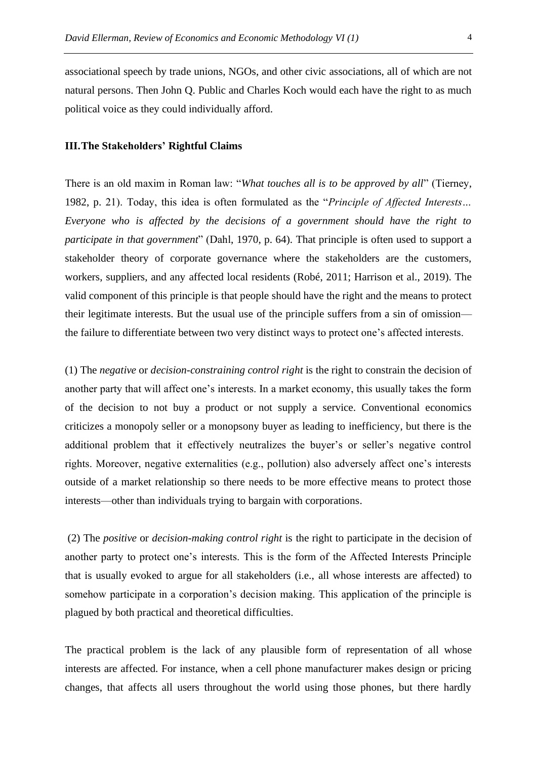associational speech by trade unions, NGOs, and other civic associations, all of which are not natural persons. Then John Q. Public and Charles Koch would each have the right to as much political voice as they could individually afford.

## III. The Stakeholders' Rightful Claims

There is an old maxim in Roman law: "*What touches all is to be approved by all*" (Tierney, 1982, p. 21). Today, this idea is often formulated as the "*Principle of Affected Interests… Everyone who is affected by the decisions of a government should have the right to participate in that government*" (Dahl, 1970, p. 64). That principle is often used to support a stakeholder theory of corporate governance where the stakeholders are the customers, workers, suppliers, and any affected local residents (Robé, 2011; Harrison et al., 2019). The valid component of this principle is that people should have the right and the means to protect their legitimate interests. But the usual use of the principle suffers from a sin of omission—the failure to differentiate between two very distinct ways to protect one's affected interests.

(1) The *negative* or *decision-constraining control right* is the right to constrain the decision of another party that will affect one's interests. In a market economy, this usually takes the form of the decision to not buy a product or not supply a service. Conventional economics criticizes a monopoly seller or a monopsony buyer as leading to inefficiency, but there is the additional problem that it effectively neutralizes the buyer's or seller's negative control rights. Moreover, negative externalities (e.g., pollution) also adversely affect one's interests outside of a market relationship so there needs to be more effective means to protect those interests—other than individuals trying to bargain with corporations.

(2) The *positive* or *decision-making control right* is the right to participate in the decision of another party to protect one's interests. This is the form of the Affected Interests Principle that is usually evoked to argue for all stakeholders (i.e., all whose interests are affected) to somehow participate in a corporation's decision making. This application of the principle is plagued by both practical and theoretical difficulties.

The practical problem is the lack of any plausible form of representation of all whose interests are affected. For instance, when a cell phone manufacturer makes design or pricing changes, that affects all users throughout the world using those phones, but there hardly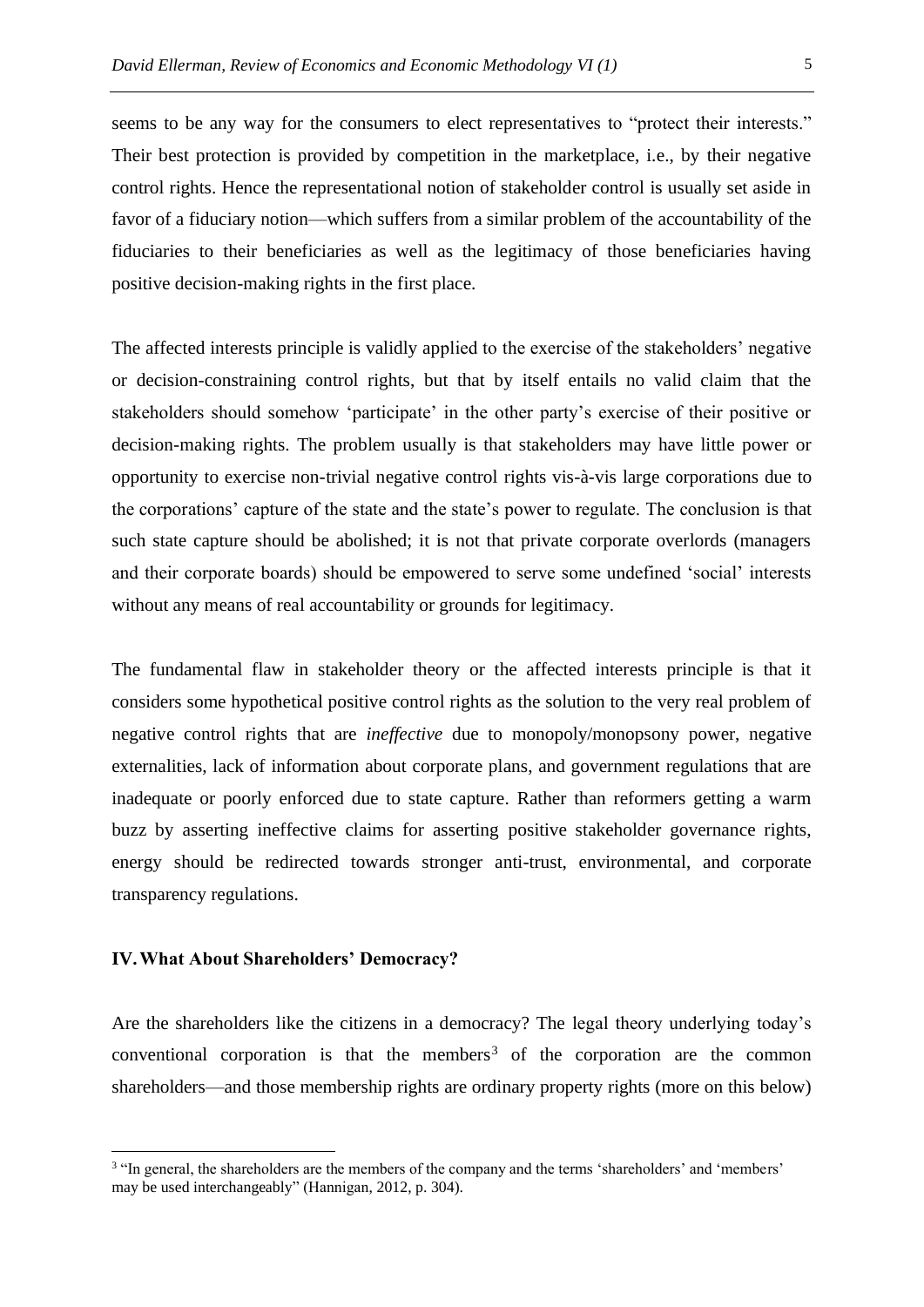seems to be any way for the consumers to elect representatives to "protect their interests." Their best protection is provided by competition in the marketplace, i.e., by their negative control rights. Hence the representational notion of stakeholder control is usually set aside in favor of a fiduciary notion—which suffers from a similar problem of the accountability of the fiduciaries to their beneficiaries as well as the legitimacy of those beneficiaries having positive decision-making rights in the first place.

The affected interests principle is validly applied to the exercise of the stakeholders' negative or decision-constraining control rights, but that by itself entails no valid claim that the stakeholders should somehow 'participate' in the other party's exercise of their positive or decision-making rights. The problem usually is that stakeholders may have little power or opportunity to exercise non-trivial negative control rights vis-à-vis large corporations due to the corporations' capture of the state and the state's power to regulate. The conclusion is that such state capture should be abolished; it is not that private corporate overlords (managers and their corporate boards) should be empowered to serve some undefined 'social' interests without any means of real accountability or grounds for legitimacy.

The fundamental flaw in stakeholder theory or the affected interests principle is that it considers some hypothetical positive control rights as the solution to the very real problem of negative control rights that are *ineffective* due to monopoly/monopsony power, negative externalities, lack of information about corporate plans, and government regulations that are inadequate or poorly enforced due to state capture. Rather than reformers getting a warm buzz by asserting ineffective claims for asserting positive stakeholder governance rights, energy should be redirected towards stronger anti-trust, environmental, and corporate transparency regulations.

## IV. What About Shareholders' Democracy?

Are the shareholders like the citizens in a democracy? The legal theory underlying today's conventional corporation is that the members[3] of the corporation are the common shareholders—and those membership rights are ordinary property rights (more on this below)

[3] "In general, the shareholders are the members of the company and the terms 'shareholders' and 'members' may be used interchangeably" (Hannigan, 2012, p. 304).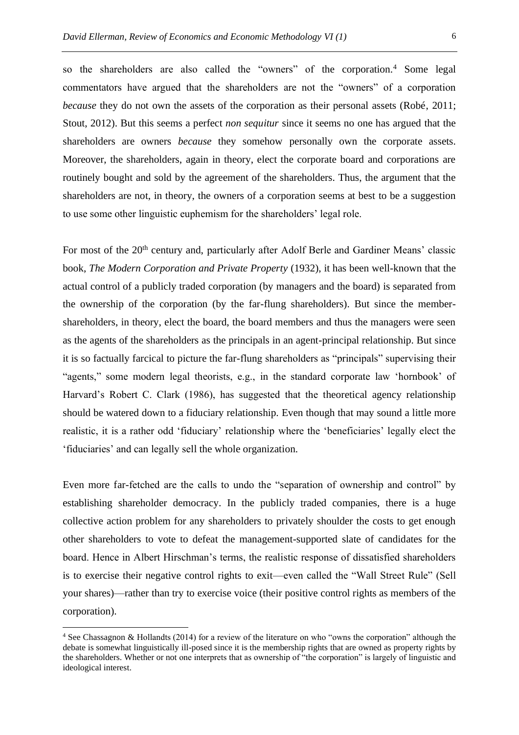so the shareholders are also called the "owners" of the corporation.[4] Some legal commentators have argued that the shareholders are not the "owners" of a corporation *because* they do not own the assets of the corporation as their personal assets (Robé, 2011; Stout, 2012). But this seems a perfect *non sequitur* since it seems no one has argued that the shareholders are owners *because* they somehow personally own the corporate assets. Moreover, the shareholders, again in theory, elect the corporate board and corporations are routinely bought and sold by the agreement of the shareholders. Thus, the argument that the shareholders are not, in theory, the owners of a corporation seems at best to be a suggestion to use some other linguistic euphemism for the shareholders' legal role.

For most of the 20th century and, particularly after Adolf Berle and Gardiner Means' classic book, *The Modern Corporation and Private Property* (1932), it has been well-known that the actual control of a publicly traded corporation (by managers and the board) is separated from the ownership of the corporation (by the far-flung shareholders). But since the member-shareholders, in theory, elect the board, the board members and thus the managers were seen as the agents of the shareholders as the principals in an agent-principal relationship. But since it is so factually farcical to picture the far-flung shareholders as "principals" supervising their "agents," some modern legal theorists, e.g., in the standard corporate law 'hornbook' of Harvard's Robert C. Clark (1986), has suggested that the theoretical agency relationship should be watered down to a fiduciary relationship. Even though that may sound a little more realistic, it is a rather odd 'fiduciary' relationship where the 'beneficiaries' legally elect the 'fiduciaries' and can legally sell the whole organization.

Even more far-fetched are the calls to undo the "separation of ownership and control" by establishing shareholder democracy. In the publicly traded companies, there is a huge collective action problem for any shareholders to privately shoulder the costs to get enough other shareholders to vote to defeat the management-supported slate of candidates for the board. Hence in Albert Hirschman's terms, the realistic response of dissatisfied shareholders is to exercise their negative control rights to exit—even called the "Wall Street Rule" (Sell your shares)—rather than try to exercise voice (their positive control rights as members of the corporation).

[4] See Chassagnon & Hollandts (2014) for a review of the literature on who "owns the corporation" although the debate is somewhat linguistically ill-posed since it is the membership rights that are owned as property rights by the shareholders. Whether or not one interprets that as ownership of "the corporation" is largely of linguistic and ideological interest.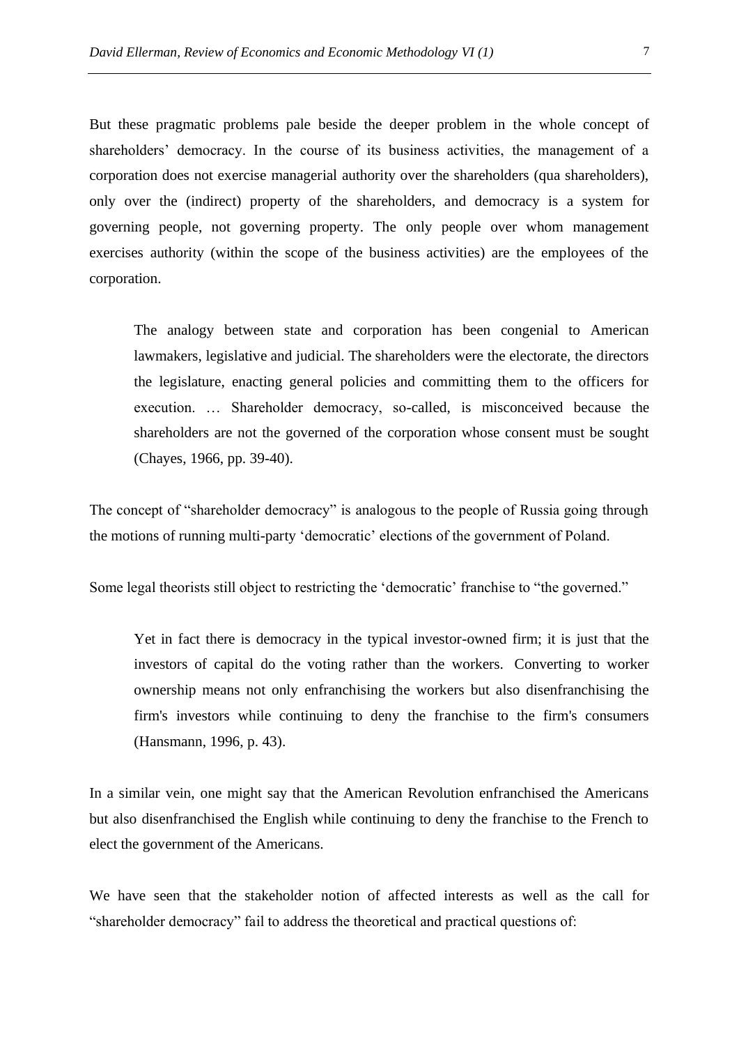But these pragmatic problems pale beside the deeper problem in the whole concept of shareholders' democracy. In the course of its business activities, the management of a corporation does not exercise managerial authority over the shareholders (qua shareholders), only over the (indirect) property of the shareholders, and democracy is a system for governing people, not governing property. The only people over whom management exercises authority (within the scope of the business activities) are the employees of the corporation.

> The analogy between state and corporation has been congenial to American lawmakers, legislative and judicial. The shareholders were the electorate, the directors the legislature, enacting general policies and committing them to the officers for execution. … Shareholder democracy, so-called, is misconceived because the shareholders are not the governed of the corporation whose consent must be sought (Chayes, 1966, pp. 39-40).

The concept of "shareholder democracy" is analogous to the people of Russia going through the motions of running multi-party 'democratic' elections of the government of Poland.

Some legal theorists still object to restricting the 'democratic' franchise to "the governed."

> Yet in fact there is democracy in the typical investor-owned firm; it is just that the investors of capital do the voting rather than the workers. Converting to worker ownership means not only enfranchising the workers but also disenfranchising the firm's investors while continuing to deny the franchise to the firm's consumers (Hansmann, 1996, p. 43).

In a similar vein, one might say that the American Revolution enfranchised the Americans but also disenfranchised the English while continuing to deny the franchise to the French to elect the government of the Americans.

We have seen that the stakeholder notion of affected interests as well as the call for "shareholder democracy" fail to address the theoretical and practical questions of: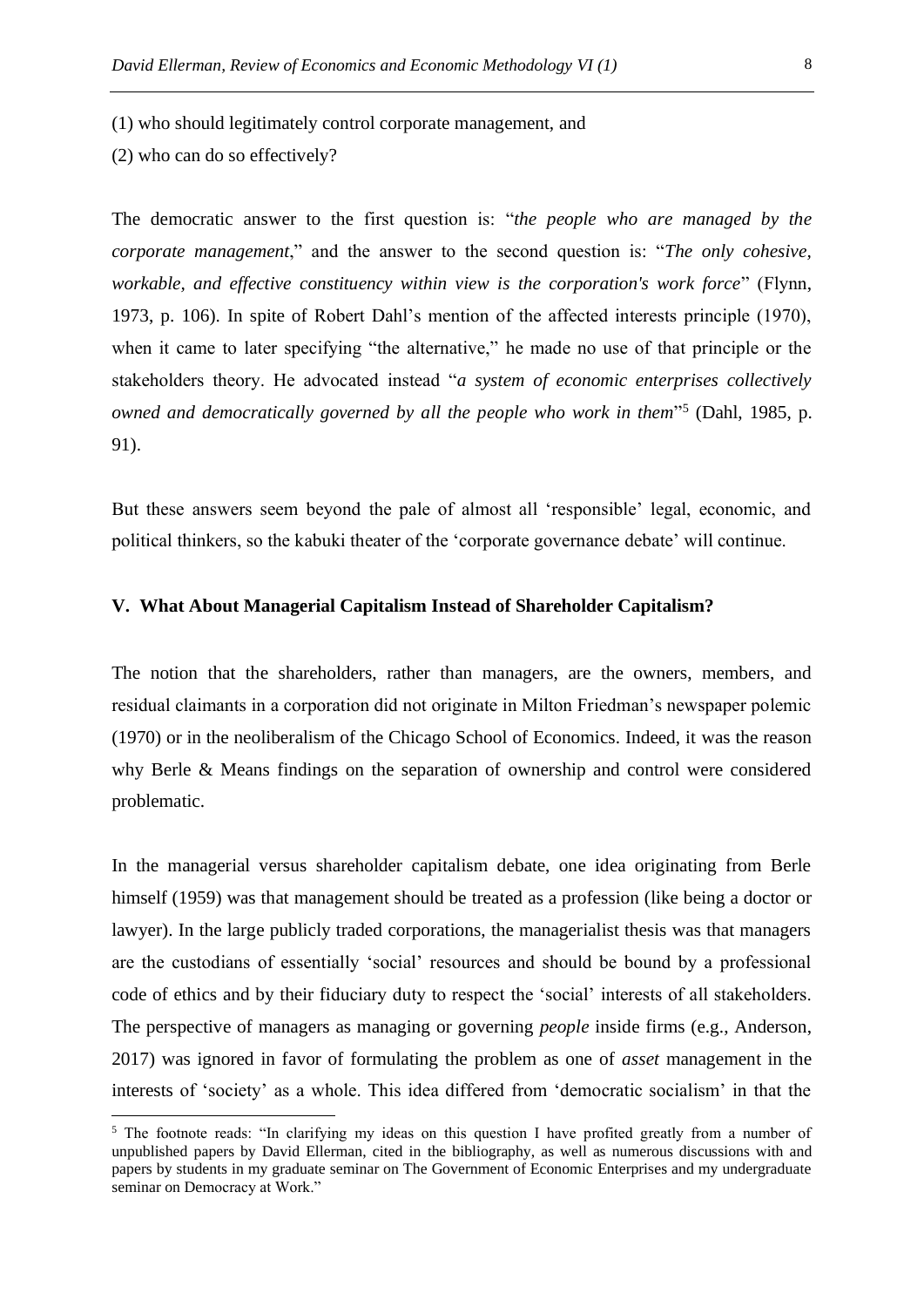(1) who should legitimately control corporate management, and

(2) who can do so effectively?

The democratic answer to the first question is: "*the people who are managed by the corporate management*," and the answer to the second question is: "*The only cohesive, workable, and effective constituency within view is the corporation's work force*" (Flynn, 1973, p. 106). In spite of Robert Dahl's mention of the affected interests principle (1970), when it came to later specifying "the alternative," he made no use of that principle or the stakeholders theory. He advocated instead "*a system of economic enterprises collectively owned and democratically governed by all the people who work in them*"[5] (Dahl, 1985, p. 91).

But these answers seem beyond the pale of almost all 'responsible' legal, economic, and political thinkers, so the kabuki theater of the 'corporate governance debate' will continue.

## V. What About Managerial Capitalism Instead of Shareholder Capitalism?

The notion that the shareholders, rather than managers, are the owners, members, and residual claimants in a corporation did not originate in Milton Friedman's newspaper polemic (1970) or in the neoliberalism of the Chicago School of Economics. Indeed, it was the reason why Berle & Means findings on the separation of ownership and control were considered problematic.

In the managerial versus shareholder capitalism debate, one idea originating from Berle himself (1959) was that management should be treated as a profession (like being a doctor or lawyer). In the large publicly traded corporations, the managerialist thesis was that managers are the custodians of essentially 'social' resources and should be bound by a professional code of ethics and by their fiduciary duty to respect the 'social' interests of all stakeholders. The perspective of managers as managing or governing *people* inside firms (e.g., Anderson, 2017) was ignored in favor of formulating the problem as one of *asset* management in the interests of 'society' as a whole. This idea differed from 'democratic socialism' in that the

[5] The footnote reads: "In clarifying my ideas on this question I have profited greatly from a number of unpublished papers by David Ellerman, cited in the bibliography, as well as numerous discussions with and papers by students in my graduate seminar on The Government of Economic Enterprises and my undergraduate seminar on Democracy at Work."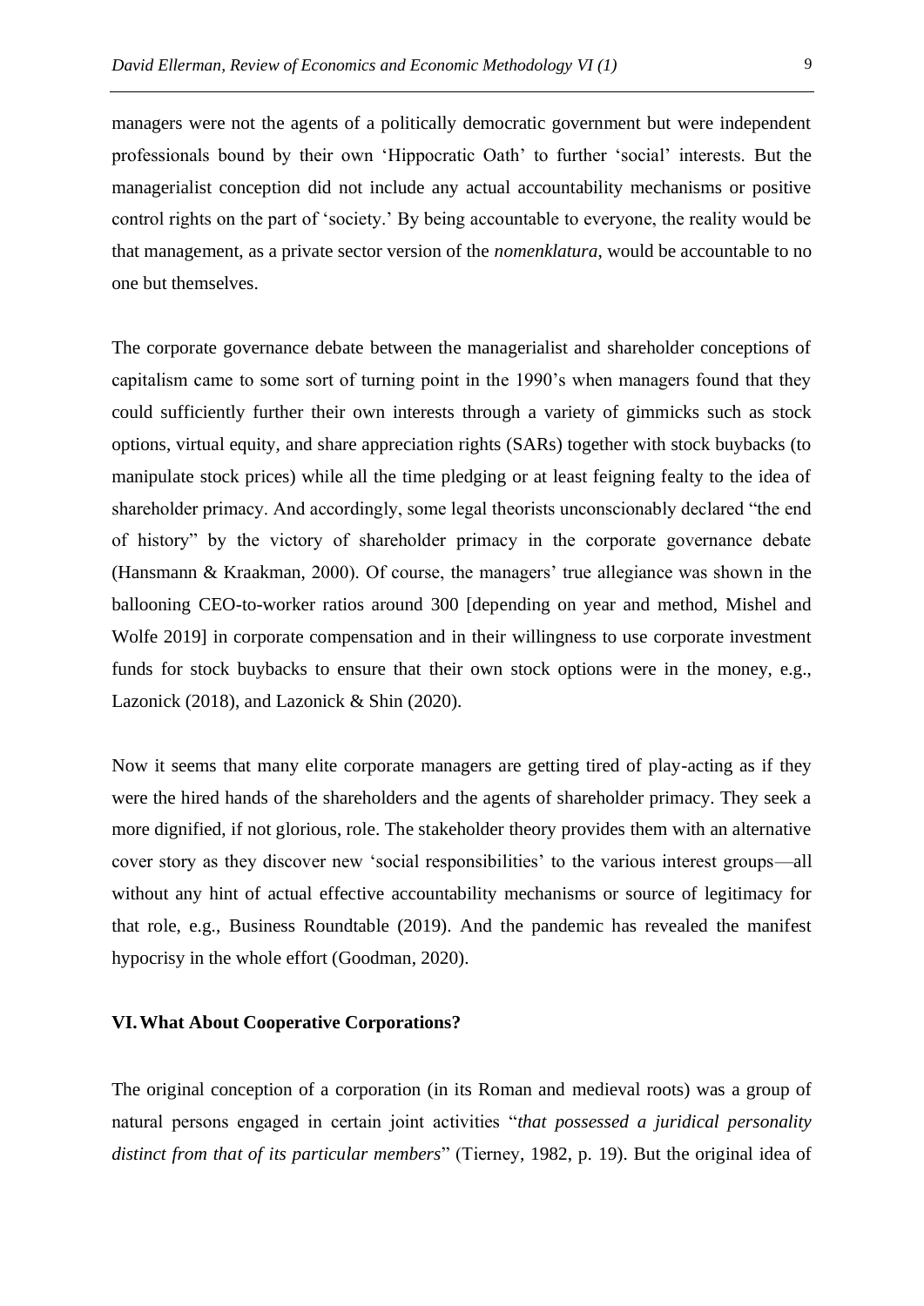managers were not the agents of a politically democratic government but were independent professionals bound by their own 'Hippocratic Oath' to further 'social' interests. But the managerialist conception did not include any actual accountability mechanisms or positive control rights on the part of 'society.' By being accountable to everyone, the reality would be that management, as a private sector version of the *nomenklatura*, would be accountable to no one but themselves.

The corporate governance debate between the managerialist and shareholder conceptions of capitalism came to some sort of turning point in the 1990's when managers found that they could sufficiently further their own interests through a variety of gimmicks such as stock options, virtual equity, and share appreciation rights (SARs) together with stock buybacks (to manipulate stock prices) while all the time pledging or at least feigning fealty to the idea of shareholder primacy. And accordingly, some legal theorists unconscionably declared "the end of history" by the victory of shareholder primacy in the corporate governance debate (Hansmann & Kraakman, 2000). Of course, the managers' true allegiance was shown in the ballooning CEO-to-worker ratios around 300 [depending on year and method, Mishel and Wolfe 2019] in corporate compensation and in their willingness to use corporate investment funds for stock buybacks to ensure that their own stock options were in the money, e.g., Lazonick (2018), and Lazonick & Shin (2020).

Now it seems that many elite corporate managers are getting tired of play-acting as if they were the hired hands of the shareholders and the agents of shareholder primacy. They seek a more dignified, if not glorious, role. The stakeholder theory provides them with an alternative cover story as they discover new 'social responsibilities' to the various interest groups—all without any hint of actual effective accountability mechanisms or source of legitimacy for that role, e.g., Business Roundtable (2019). And the pandemic has revealed the manifest hypocrisy in the whole effort (Goodman, 2020).

## VI. What About Cooperative Corporations?

The original conception of a corporation (in its Roman and medieval roots) was a group of natural persons engaged in certain joint activities "*that possessed a juridical personality distinct from that of its particular members*" (Tierney, 1982, p. 19). But the original idea of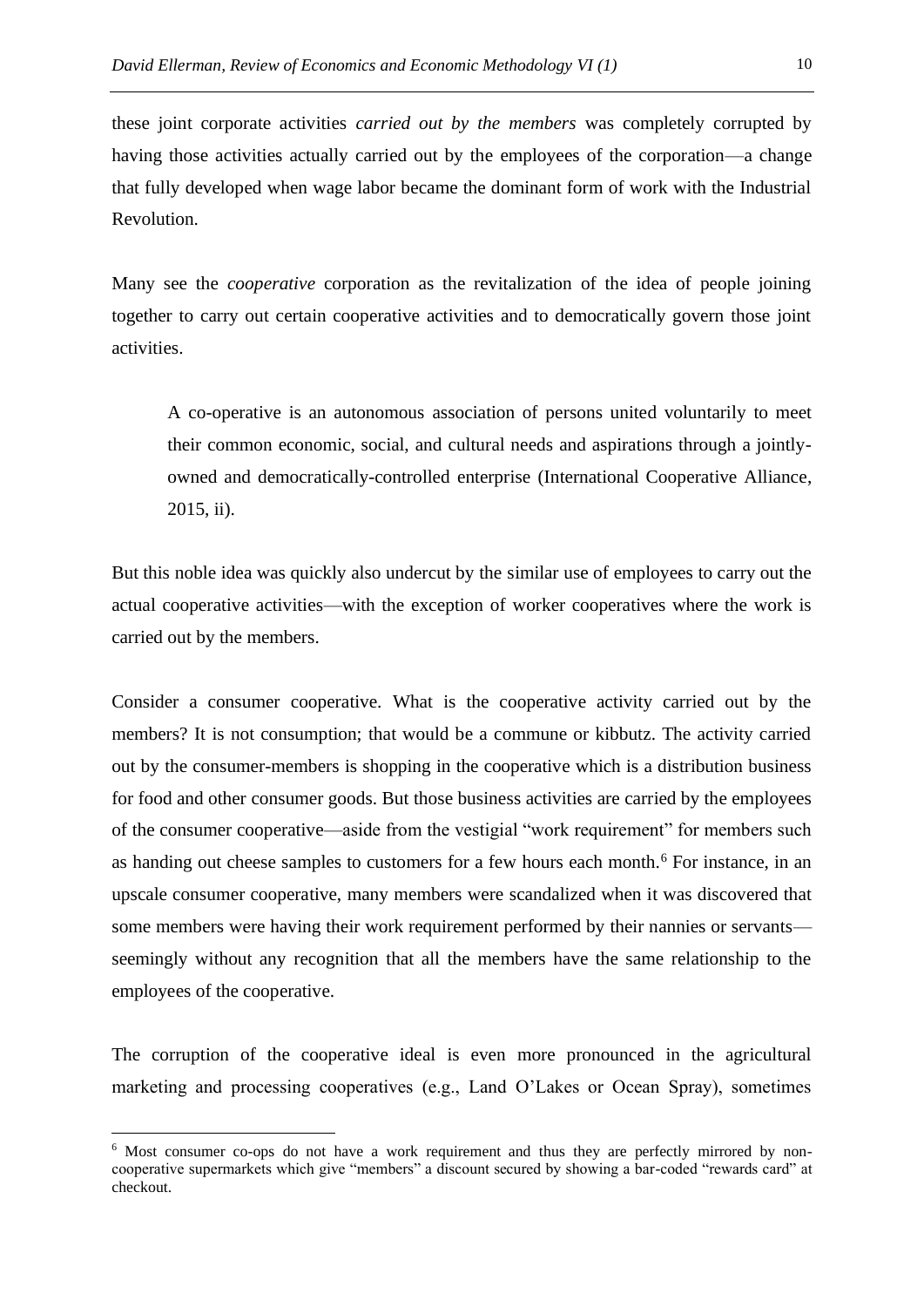these joint corporate activities *carried out by the members* was completely corrupted by having those activities actually carried out by the employees of the corporation—a change that fully developed when wage labor became the dominant form of work with the Industrial Revolution.

Many see the *cooperative* corporation as the revitalization of the idea of people joining together to carry out certain cooperative activities and to democratically govern those joint activities.

> A co-operative is an autonomous association of persons united voluntarily to meet their common economic, social, and cultural needs and aspirations through a jointly-owned and democratically-controlled enterprise (International Cooperative Alliance, 2015, ii).

But this noble idea was quickly also undercut by the similar use of employees to carry out the actual cooperative activities—with the exception of worker cooperatives where the work is carried out by the members.

Consider a consumer cooperative. What is the cooperative activity carried out by the members? It is not consumption; that would be a commune or kibbutz. The activity carried out by the consumer-members is shopping in the cooperative which is a distribution business for food and other consumer goods. But those business activities are carried by the employees of the consumer cooperative—aside from the vestigial "work requirement" for members such as handing out cheese samples to customers for a few hours each month.[6] For instance, in an upscale consumer cooperative, many members were scandalized when it was discovered that some members were having their work requirement performed by their nannies or servants—seemingly without any recognition that all the members have the same relationship to the employees of the cooperative.

The corruption of the cooperative ideal is even more pronounced in the agricultural marketing and processing cooperatives (e.g., Land O'Lakes or Ocean Spray), sometimes

[6] Most consumer co-ops do not have a work requirement and thus they are perfectly mirrored by non-cooperative supermarkets which give "members" a discount secured by showing a bar-coded "rewards card" at checkout.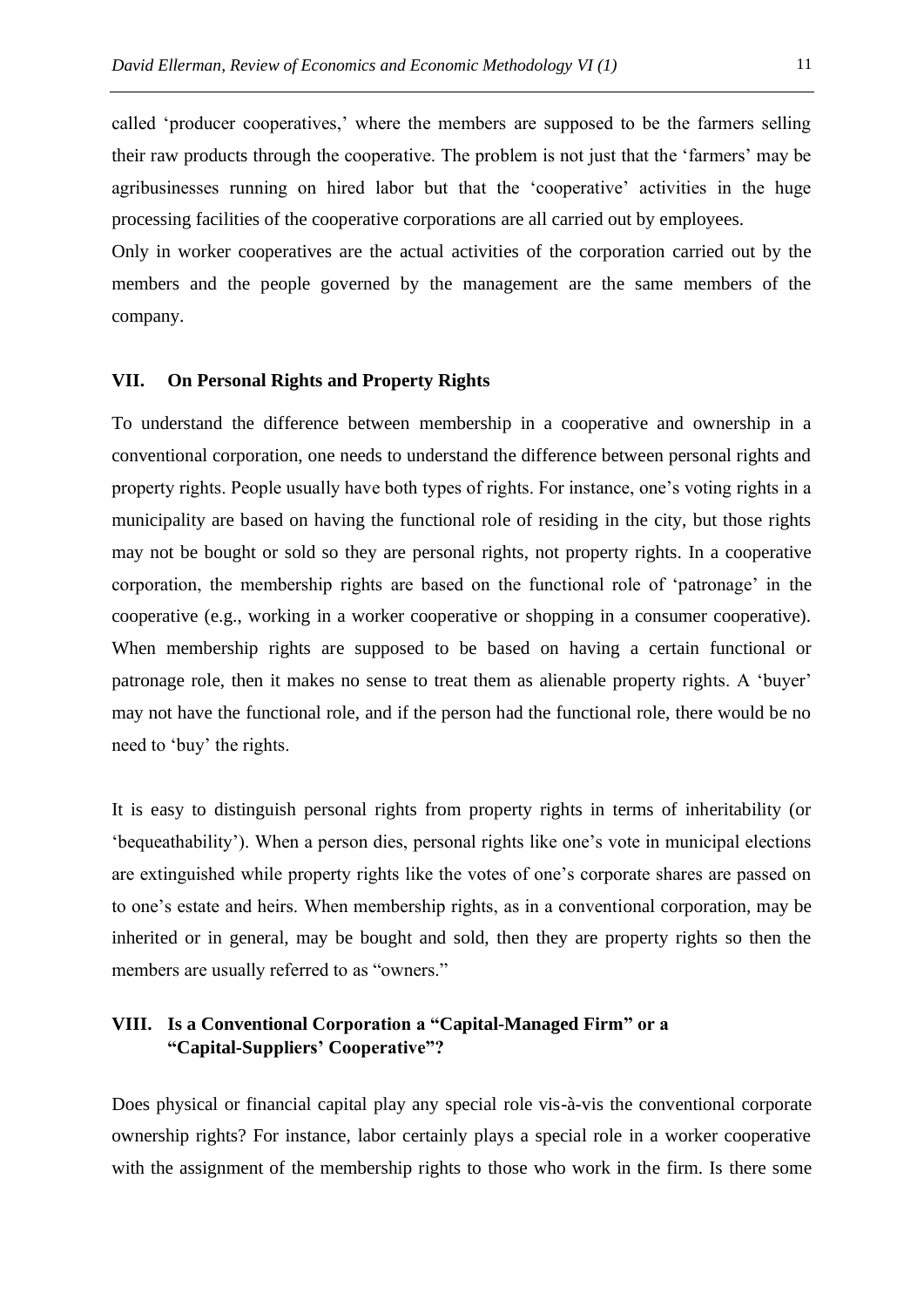called 'producer cooperatives,' where the members are supposed to be the farmers selling their raw products through the cooperative. The problem is not just that the 'farmers' may be agribusinesses running on hired labor but that the 'cooperative' activities in the huge processing facilities of the cooperative corporations are all carried out by employees.
Only in worker cooperatives are the actual activities of the corporation carried out by the members and the people governed by the management are the same members of the company.

## VII. On Personal Rights and Property Rights

To understand the difference between membership in a cooperative and ownership in a conventional corporation, one needs to understand the difference between personal rights and property rights. People usually have both types of rights. For instance, one's voting rights in a municipality are based on having the functional role of residing in the city, but those rights may not be bought or sold so they are personal rights, not property rights. In a cooperative corporation, the membership rights are based on the functional role of 'patronage' in the cooperative (e.g., working in a worker cooperative or shopping in a consumer cooperative). When membership rights are supposed to be based on having a certain functional or patronage role, then it makes no sense to treat them as alienable property rights. A 'buyer' may not have the functional role, and if the person had the functional role, there would be no need to 'buy' the rights.

It is easy to distinguish personal rights from property rights in terms of inheritability (or 'bequeathability'). When a person dies, personal rights like one's vote in municipal elections are extinguished while property rights like the votes of one's corporate shares are passed on to one's estate and heirs. When membership rights, as in a conventional corporation, may be inherited or in general, may be bought and sold, then they are property rights so then the members are usually referred to as "owners."

## VIII. Is a Conventional Corporation a "Capital-Managed Firm" or a "Capital-Suppliers' Cooperative"?

Does physical or financial capital play any special role vis-à-vis the conventional corporate ownership rights? For instance, labor certainly plays a special role in a worker cooperative with the assignment of the membership rights to those who work in the firm. Is there some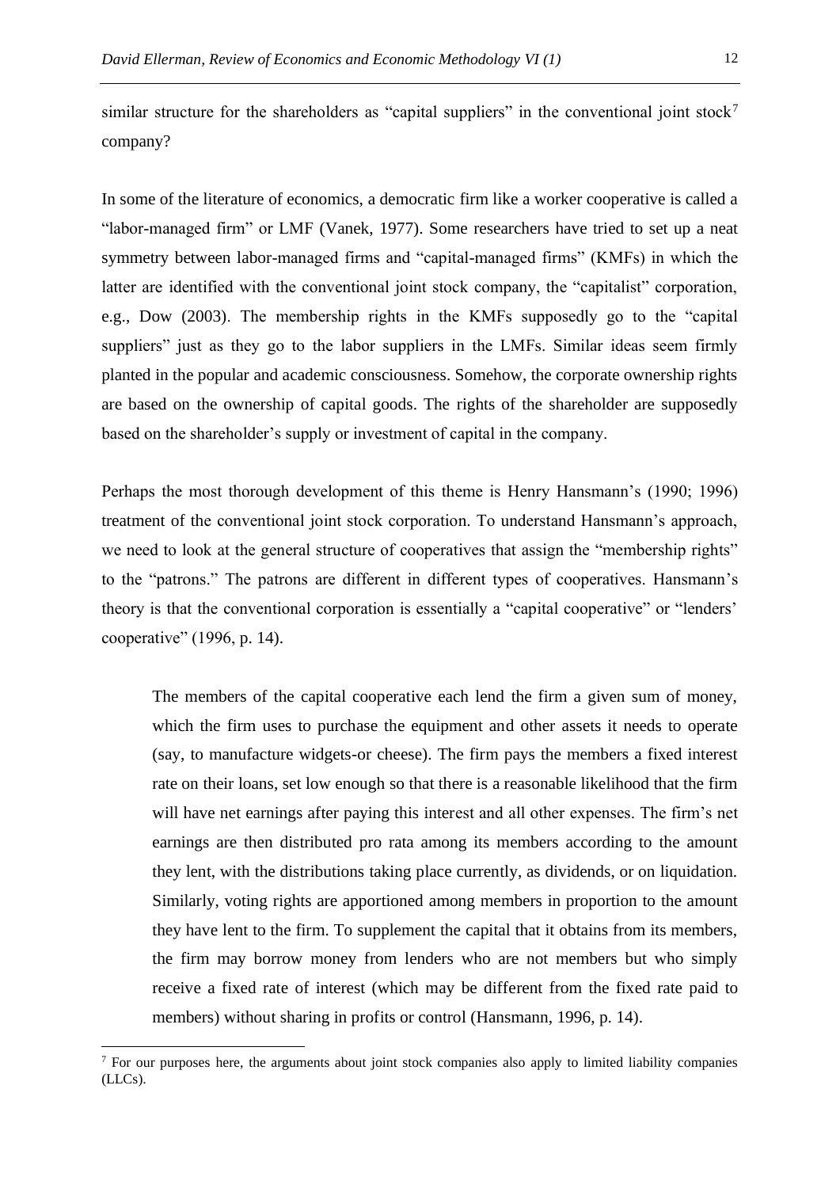similar structure for the shareholders as "capital suppliers" in the conventional joint stock[7] company?

In some of the literature of economics, a democratic firm like a worker cooperative is called a "labor-managed firm" or LMF (Vanek, 1977). Some researchers have tried to set up a neat symmetry between labor-managed firms and "capital-managed firms" (KMFs) in which the latter are identified with the conventional joint stock company, the "capitalist" corporation, e.g., Dow (2003). The membership rights in the KMFs supposedly go to the "capital suppliers" just as they go to the labor suppliers in the LMFs. Similar ideas seem firmly planted in the popular and academic consciousness. Somehow, the corporate ownership rights are based on the ownership of capital goods. The rights of the shareholder are supposedly based on the shareholder's supply or investment of capital in the company.

Perhaps the most thorough development of this theme is Henry Hansmann's (1990; 1996) treatment of the conventional joint stock corporation. To understand Hansmann's approach, we need to look at the general structure of cooperatives that assign the "membership rights" to the "patrons." The patrons are different in different types of cooperatives. Hansmann's theory is that the conventional corporation is essentially a "capital cooperative" or "lenders' cooperative" (1996, p. 14).

> The members of the capital cooperative each lend the firm a given sum of money, which the firm uses to purchase the equipment and other assets it needs to operate (say, to manufacture widgets-or cheese). The firm pays the members a fixed interest rate on their loans, set low enough so that there is a reasonable likelihood that the firm will have net earnings after paying this interest and all other expenses. The firm's net earnings are then distributed pro rata among its members according to the amount they lent, with the distributions taking place currently, as dividends, or on liquidation. Similarly, voting rights are apportioned among members in proportion to the amount they have lent to the firm. To supplement the capital that it obtains from its members, the firm may borrow money from lenders who are not members but who simply receive a fixed rate of interest (which may be different from the fixed rate paid to members) without sharing in profits or control (Hansmann, 1996, p. 14).

[7] For our purposes here, the arguments about joint stock companies also apply to limited liability companies (LLCs).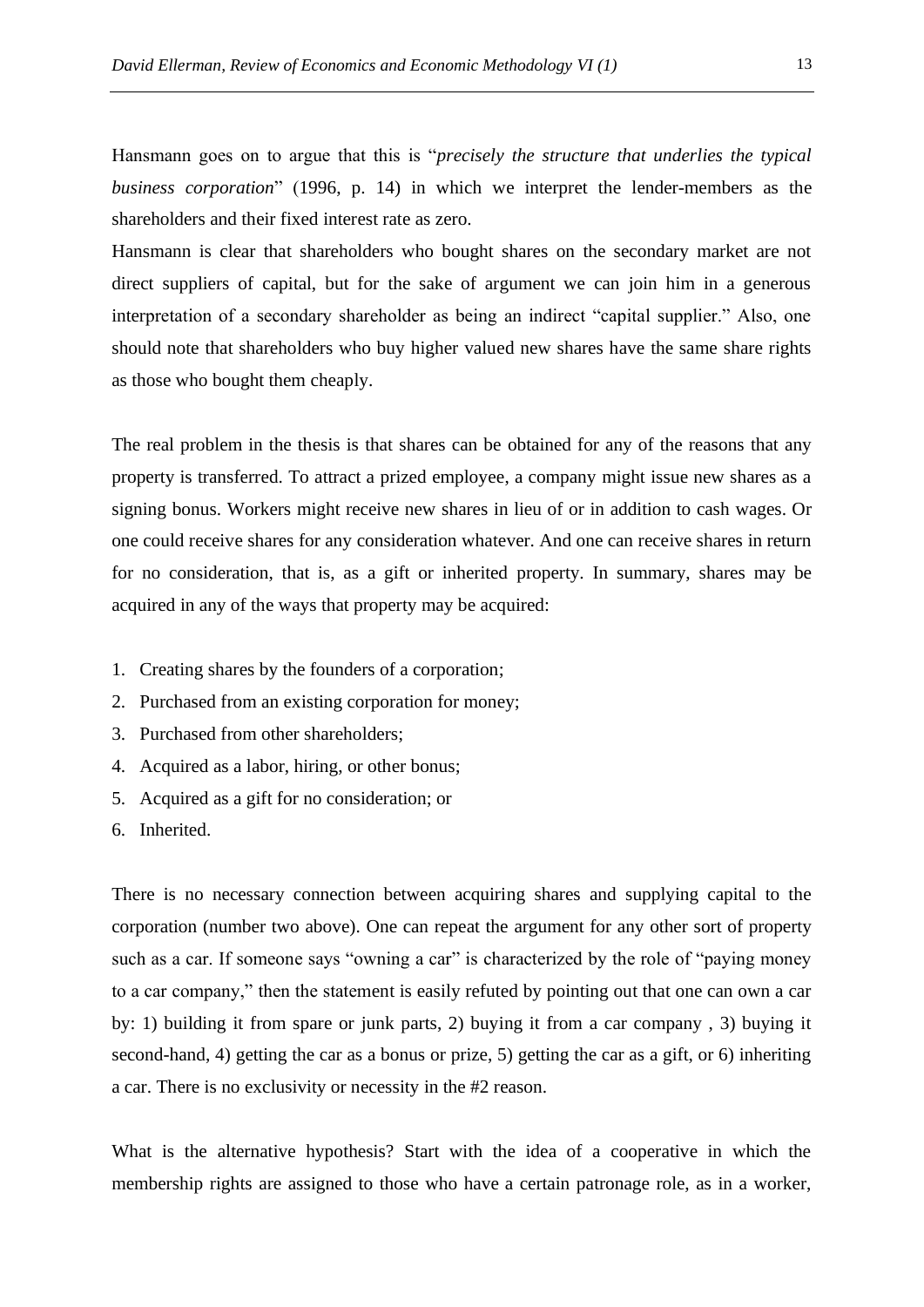Hansmann goes on to argue that this is "*precisely the structure that underlies the typical business corporation*" (1996, p. 14) in which we interpret the lender-members as the shareholders and their fixed interest rate as zero.

Hansmann is clear that shareholders who bought shares on the secondary market are not direct suppliers of capital, but for the sake of argument we can join him in a generous interpretation of a secondary shareholder as being an indirect "capital supplier." Also, one should note that shareholders who buy higher valued new shares have the same share rights as those who bought them cheaply.

The real problem in the thesis is that shares can be obtained for any of the reasons that any property is transferred. To attract a prized employee, a company might issue new shares as a signing bonus. Workers might receive new shares in lieu of or in addition to cash wages. Or one could receive shares for any consideration whatever. And one can receive shares in return for no consideration, that is, as a gift or inherited property. In summary, shares may be acquired in any of the ways that property may be acquired:

1. Creating shares by the founders of a corporation;
2. Purchased from an existing corporation for money;
3. Purchased from other shareholders;
4. Acquired as a labor, hiring, or other bonus;
5. Acquired as a gift for no consideration; or
6. Inherited.

There is no necessary connection between acquiring shares and supplying capital to the corporation (number two above). One can repeat the argument for any other sort of property such as a car. If someone says "owning a car" is characterized by the role of "paying money to a car company," then the statement is easily refuted by pointing out that one can own a car by: 1) building it from spare or junk parts, 2) buying it from a car company , 3) buying it second-hand, 4) getting the car as a bonus or prize, 5) getting the car as a gift, or 6) inheriting a car. There is no exclusivity or necessity in the #2 reason.

What is the alternative hypothesis? Start with the idea of a cooperative in which the membership rights are assigned to those who have a certain patronage role, as in a worker,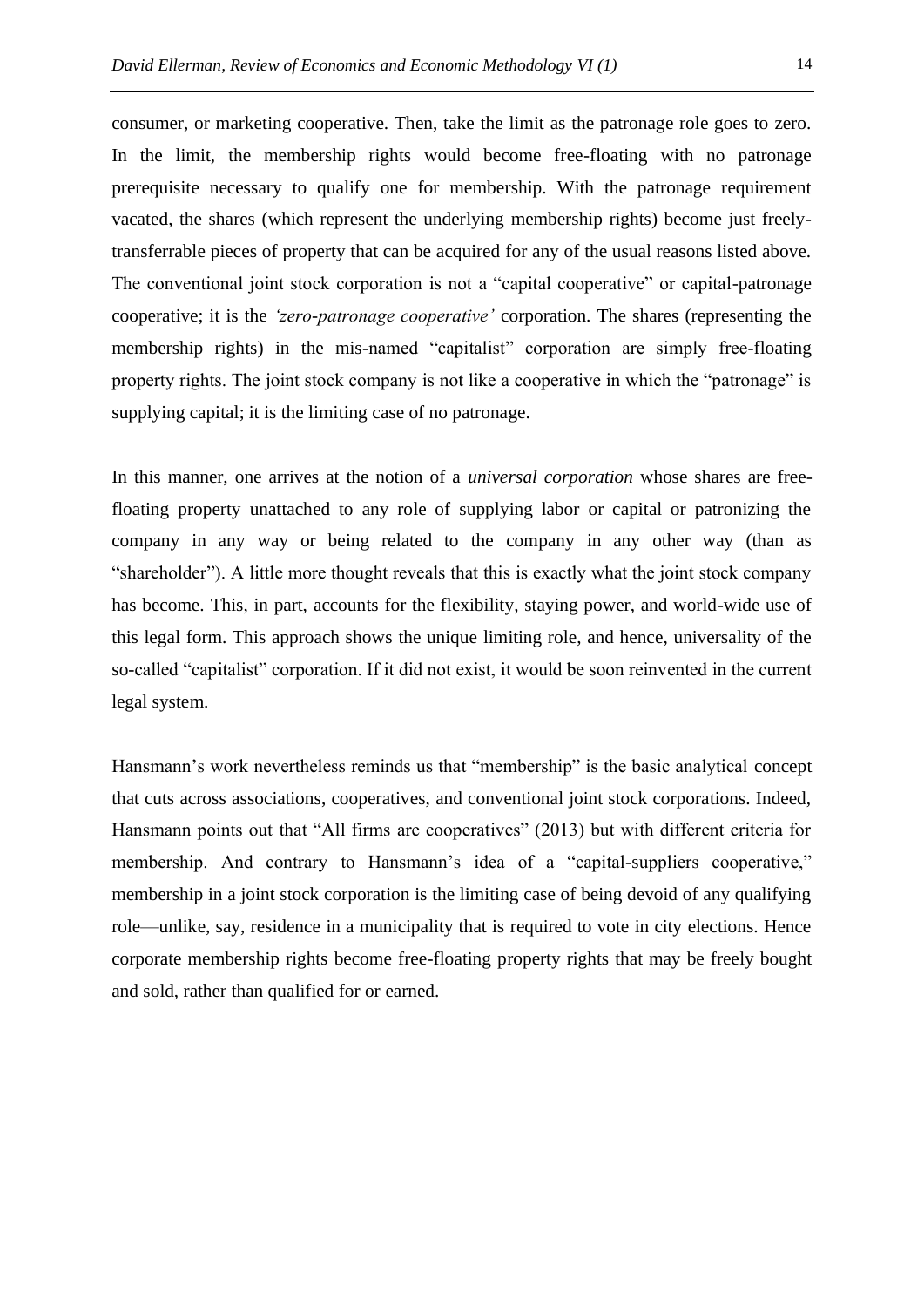consumer, or marketing cooperative. Then, take the limit as the patronage role goes to zero. In the limit, the membership rights would become free-floating with no patronage prerequisite necessary to qualify one for membership. With the patronage requirement vacated, the shares (which represent the underlying membership rights) become just freely-transferrable pieces of property that can be acquired for any of the usual reasons listed above. The conventional joint stock corporation is not a "capital cooperative" or capital-patronage cooperative; it is the *'zero-patronage cooperative'* corporation. The shares (representing the membership rights) in the mis-named "capitalist" corporation are simply free-floating property rights. The joint stock company is not like a cooperative in which the "patronage" is supplying capital; it is the limiting case of no patronage.

In this manner, one arrives at the notion of a *universal corporation* whose shares are free-floating property unattached to any role of supplying labor or capital or patronizing the company in any way or being related to the company in any other way (than as "shareholder"). A little more thought reveals that this is exactly what the joint stock company has become. This, in part, accounts for the flexibility, staying power, and world-wide use of this legal form. This approach shows the unique limiting role, and hence, universality of the so-called "capitalist" corporation. If it did not exist, it would be soon reinvented in the current legal system.

Hansmann's work nevertheless reminds us that "membership" is the basic analytical concept that cuts across associations, cooperatives, and conventional joint stock corporations. Indeed, Hansmann points out that "All firms are cooperatives" (2013) but with different criteria for membership. And contrary to Hansmann's idea of a "capital-suppliers cooperative," membership in a joint stock corporation is the limiting case of being devoid of any qualifying role—unlike, say, residence in a municipality that is required to vote in city elections. Hence corporate membership rights become free-floating property rights that may be freely bought and sold, rather than qualified for or earned.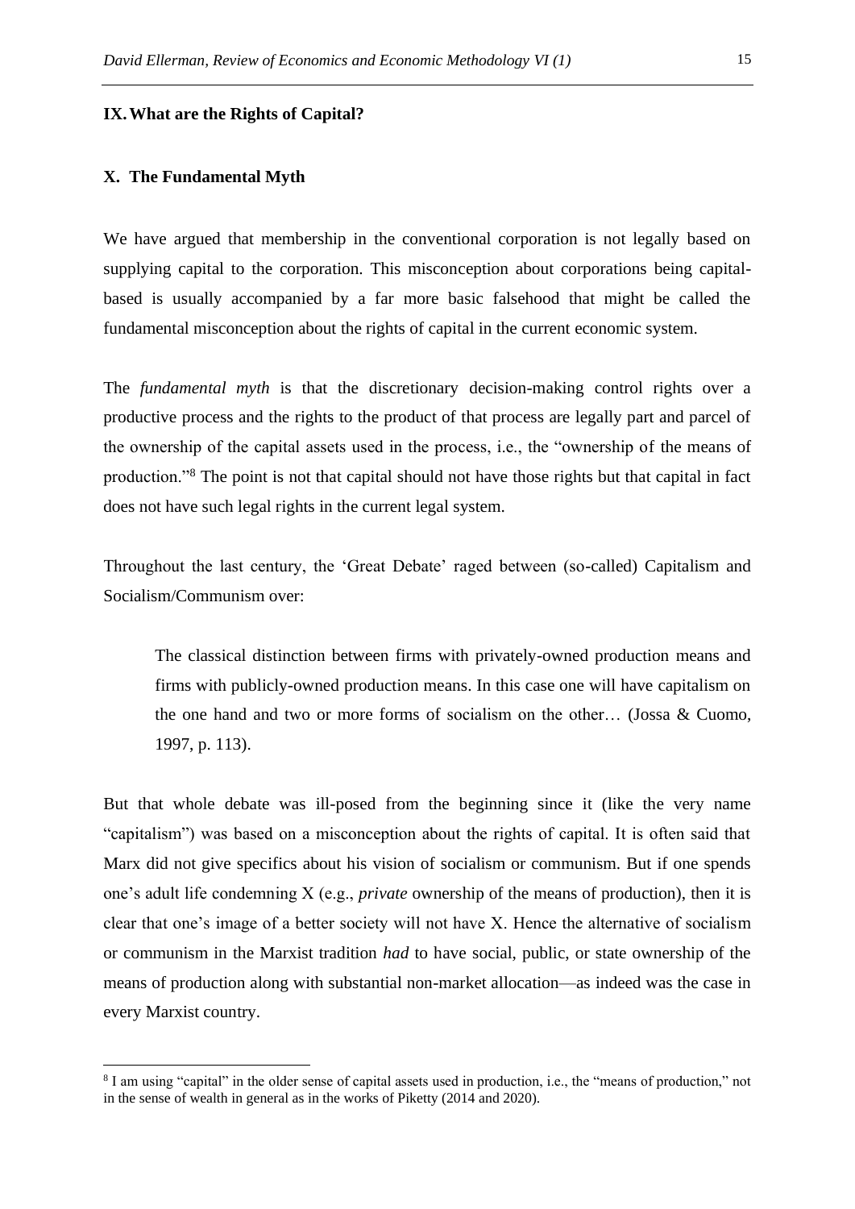## IX. What are the Rights of Capital?

## X. The Fundamental Myth

We have argued that membership in the conventional corporation is not legally based on supplying capital to the corporation. This misconception about corporations being capital-based is usually accompanied by a far more basic falsehood that might be called the fundamental misconception about the rights of capital in the current economic system.

The *fundamental myth* is that the discretionary decision-making control rights over a productive process and the rights to the product of that process are legally part and parcel of the ownership of the capital assets used in the process, i.e., the "ownership of the means of production."[8] The point is not that capital should not have those rights but that capital in fact does not have such legal rights in the current legal system.

Throughout the last century, the 'Great Debate' raged between (so-called) Capitalism and Socialism/Communism over:

> The classical distinction between firms with privately-owned production means and firms with publicly-owned production means. In this case one will have capitalism on the one hand and two or more forms of socialism on the other… (Jossa & Cuomo, 1997, p. 113).

But that whole debate was ill-posed from the beginning since it (like the very name "capitalism") was based on a misconception about the rights of capital. It is often said that Marx did not give specifics about his vision of socialism or communism. But if one spends one's adult life condemning X (e.g., *private* ownership of the means of production), then it is clear that one's image of a better society will not have X. Hence the alternative of socialism or communism in the Marxist tradition *had* to have social, public, or state ownership of the means of production along with substantial non-market allocation—as indeed was the case in every Marxist country.

---

[8] I am using "capital" in the older sense of capital assets used in production, i.e., the "means of production," not in the sense of wealth in general as in the works of Piketty (2014 and 2020).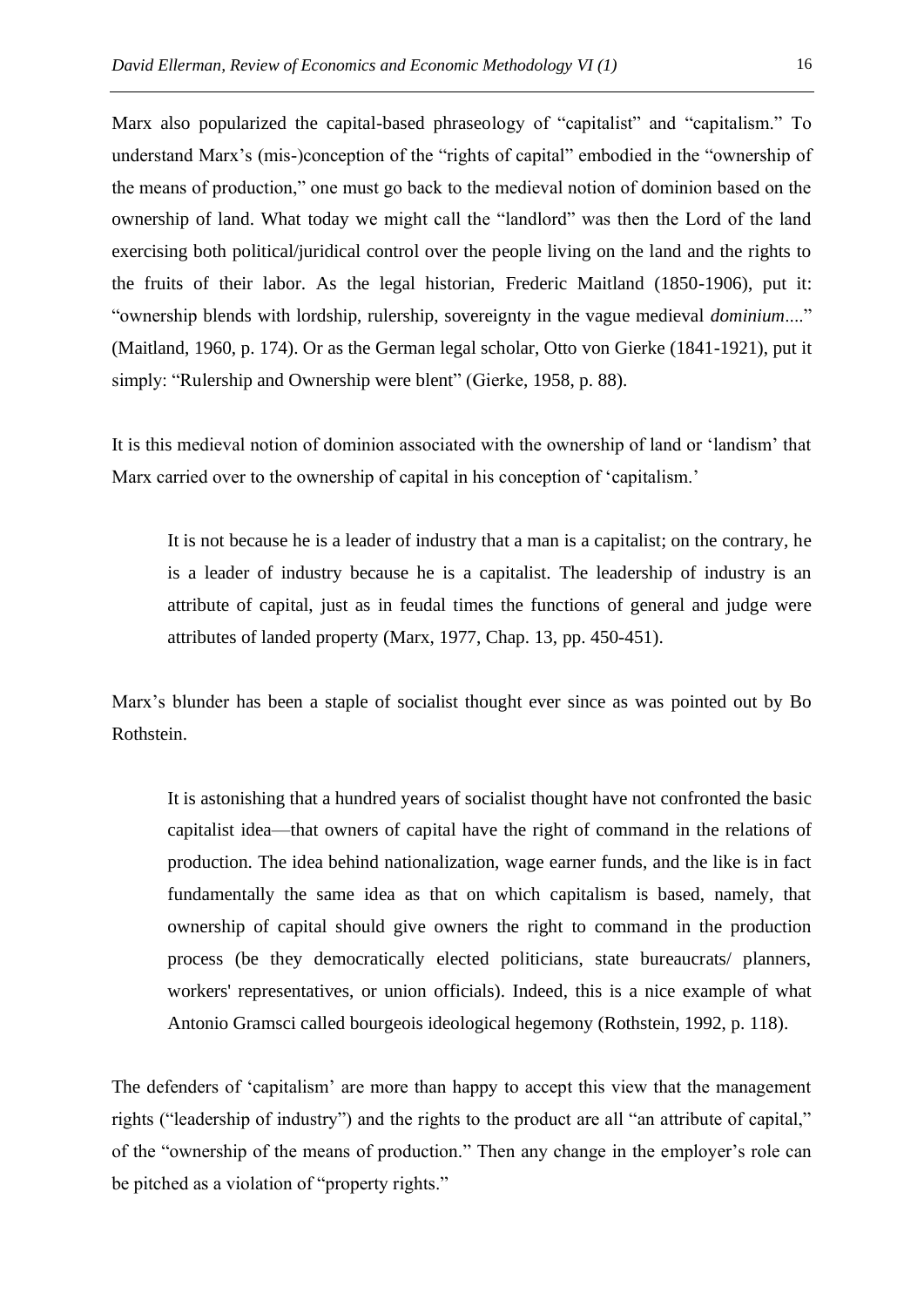Marx also popularized the capital-based phraseology of "capitalist" and "capitalism." To understand Marx's (mis-)conception of the "rights of capital" embodied in the "ownership of the means of production," one must go back to the medieval notion of dominion based on the ownership of land. What today we might call the "landlord" was then the Lord of the land exercising both political/juridical control over the people living on the land and the rights to the fruits of their labor. As the legal historian, Frederic Maitland (1850-1906), put it: "ownership blends with lordship, rulership, sovereignty in the vague medieval *dominium*...." (Maitland, 1960, p. 174). Or as the German legal scholar, Otto von Gierke (1841-1921), put it simply: "Rulership and Ownership were blent" (Gierke, 1958, p. 88).

It is this medieval notion of dominion associated with the ownership of land or 'landism' that Marx carried over to the ownership of capital in his conception of 'capitalism.'

> It is not because he is a leader of industry that a man is a capitalist; on the contrary, he is a leader of industry because he is a capitalist. The leadership of industry is an attribute of capital, just as in feudal times the functions of general and judge were attributes of landed property (Marx, 1977, Chap. 13, pp. 450-451).

Marx's blunder has been a staple of socialist thought ever since as was pointed out by Bo Rothstein.

> It is astonishing that a hundred years of socialist thought have not confronted the basic capitalist idea—that owners of capital have the right of command in the relations of production. The idea behind nationalization, wage earner funds, and the like is in fact fundamentally the same idea as that on which capitalism is based, namely, that ownership of capital should give owners the right to command in the production process (be they democratically elected politicians, state bureaucrats/ planners, workers' representatives, or union officials). Indeed, this is a nice example of what Antonio Gramsci called bourgeois ideological hegemony (Rothstein, 1992, p. 118).

The defenders of 'capitalism' are more than happy to accept this view that the management rights ("leadership of industry") and the rights to the product are all "an attribute of capital," of the "ownership of the means of production." Then any change in the employer's role can be pitched as a violation of "property rights."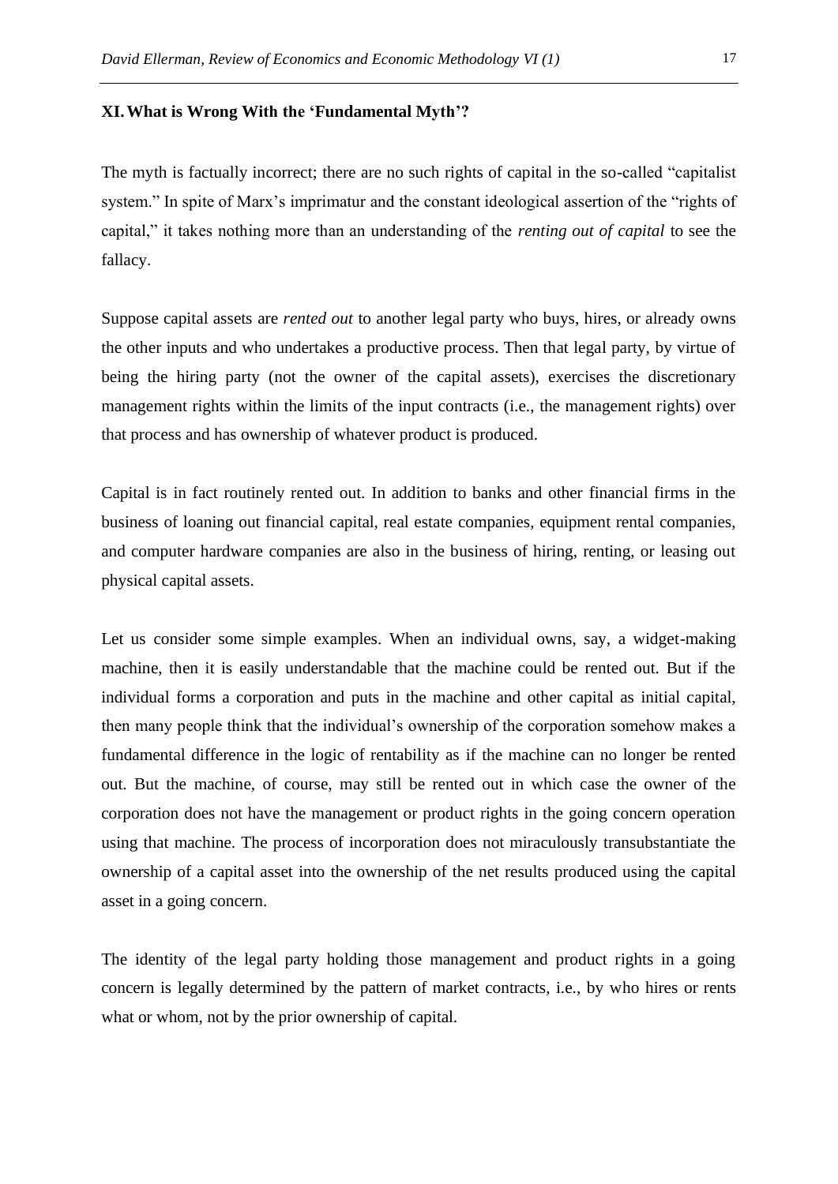## XI. What is Wrong With the 'Fundamental Myth'?

The myth is factually incorrect; there are no such rights of capital in the so-called "capitalist system." In spite of Marx's imprimatur and the constant ideological assertion of the "rights of capital," it takes nothing more than an understanding of the *renting out of capital* to see the fallacy.

Suppose capital assets are *rented out* to another legal party who buys, hires, or already owns the other inputs and who undertakes a productive process. Then that legal party, by virtue of being the hiring party (not the owner of the capital assets), exercises the discretionary management rights within the limits of the input contracts (i.e., the management rights) over that process and has ownership of whatever product is produced.

Capital is in fact routinely rented out. In addition to banks and other financial firms in the business of loaning out financial capital, real estate companies, equipment rental companies, and computer hardware companies are also in the business of hiring, renting, or leasing out physical capital assets.

Let us consider some simple examples. When an individual owns, say, a widget-making machine, then it is easily understandable that the machine could be rented out. But if the individual forms a corporation and puts in the machine and other capital as initial capital, then many people think that the individual's ownership of the corporation somehow makes a fundamental difference in the logic of rentability as if the machine can no longer be rented out. But the machine, of course, may still be rented out in which case the owner of the corporation does not have the management or product rights in the going concern operation using that machine. The process of incorporation does not miraculously transubstantiate the ownership of a capital asset into the ownership of the net results produced using the capital asset in a going concern.

The identity of the legal party holding those management and product rights in a going concern is legally determined by the pattern of market contracts, i.e., by who hires or rents what or whom, not by the prior ownership of capital.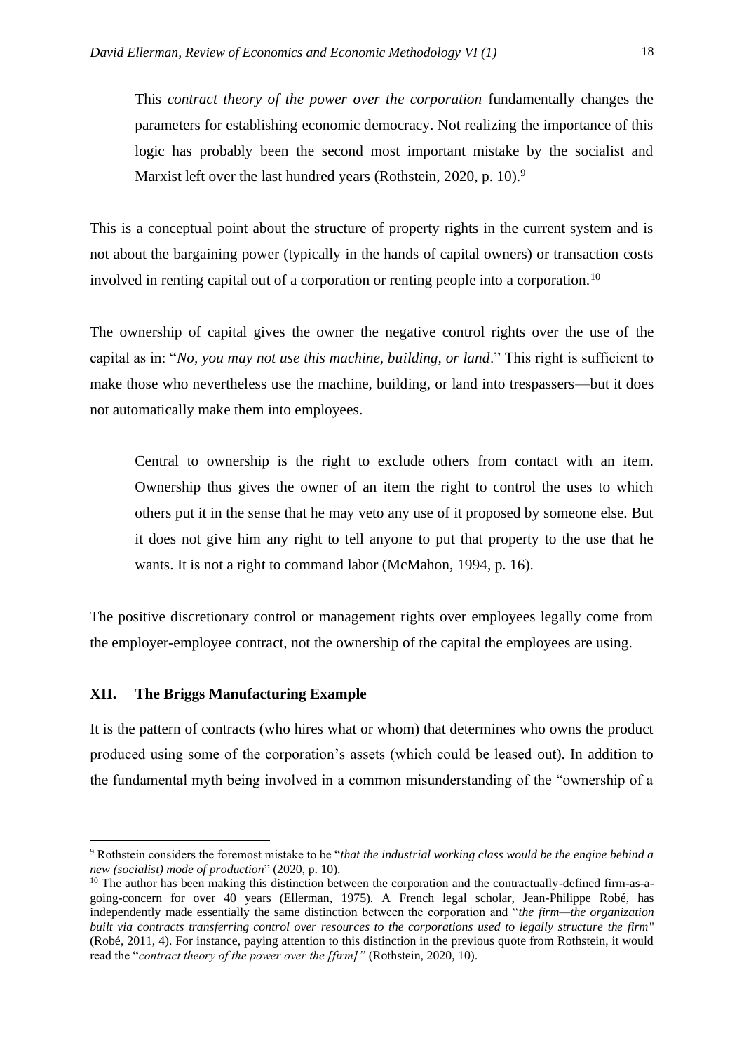> This *contract theory of the power over the corporation* fundamentally changes the parameters for establishing economic democracy. Not realizing the importance of this logic has probably been the second most important mistake by the socialist and Marxist left over the last hundred years (Rothstein, 2020, p. 10).[9]

This is a conceptual point about the structure of property rights in the current system and is not about the bargaining power (typically in the hands of capital owners) or transaction costs involved in renting capital out of a corporation or renting people into a corporation.[10]

The ownership of capital gives the owner the negative control rights over the use of the capital as in: "*No, you may not use this machine, building, or land*." This right is sufficient to make those who nevertheless use the machine, building, or land into trespassers—but it does not automatically make them into employees.

> Central to ownership is the right to exclude others from contact with an item. Ownership thus gives the owner of an item the right to control the uses to which others put it in the sense that he may veto any use of it proposed by someone else. But it does not give him any right to tell anyone to put that property to the use that he wants. It is not a right to command labor (McMahon, 1994, p. 16).

The positive discretionary control or management rights over employees legally come from the employer-employee contract, not the ownership of the capital the employees are using.

## XII. The Briggs Manufacturing Example

It is the pattern of contracts (who hires what or whom) that determines who owns the product produced using some of the corporation's assets (which could be leased out). In addition to the fundamental myth being involved in a common misunderstanding of the "ownership of a

---

[9] Rothstein considers the foremost mistake to be "*that the industrial working class would be the engine behind a new (socialist) mode of production*" (2020, p. 10).

[10] The author has been making this distinction between the corporation and the contractually-defined firm-as-a-going-concern for over 40 years (Ellerman, 1975). A French legal scholar, Jean-Philippe Robé, has independently made essentially the same distinction between the corporation and "*the firm—the organization built via contracts transferring control over resources to the corporations used to legally structure the firm*" (Robé, 2011, 4). For instance, paying attention to this distinction in the previous quote from Rothstein, it would read the "*contract theory of the power over the [firm]*" (Rothstein, 2020, 10).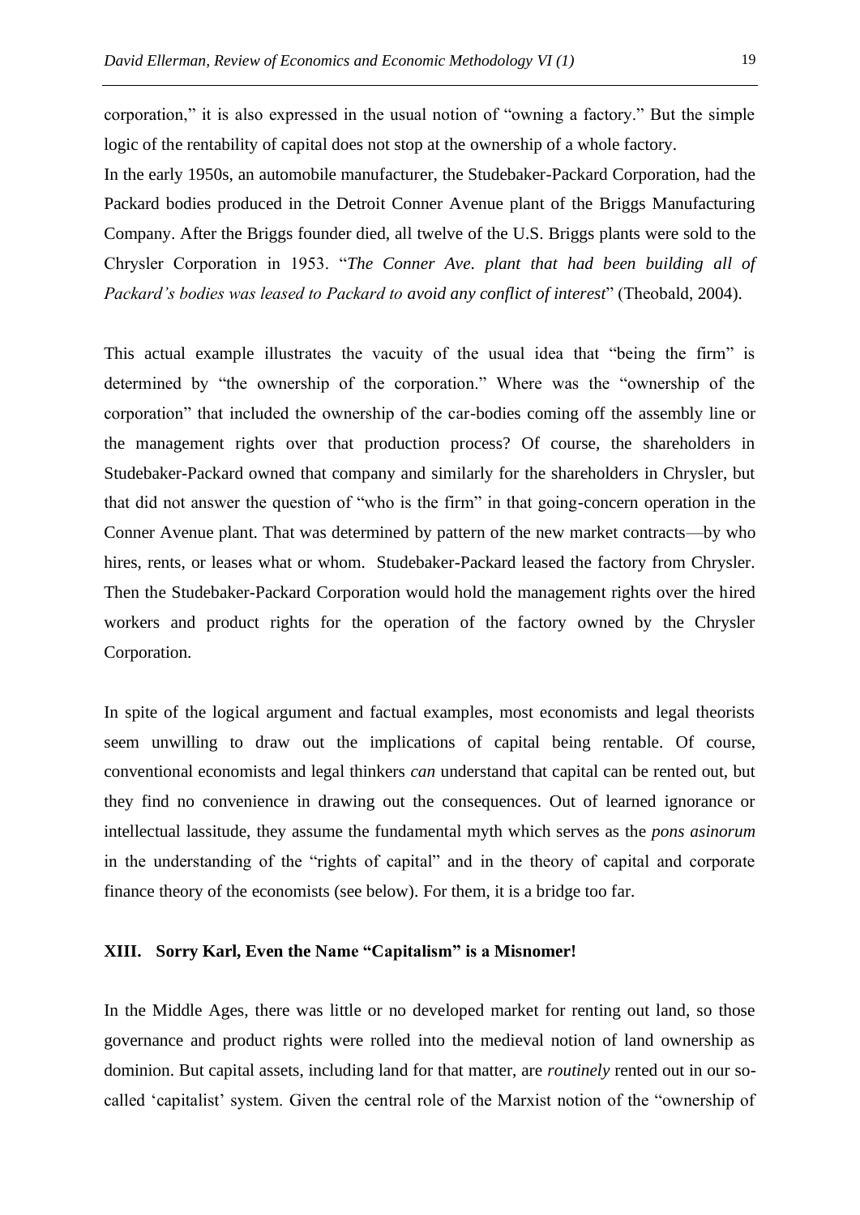corporation," it is also expressed in the usual notion of "owning a factory." But the simple logic of the rentability of capital does not stop at the ownership of a whole factory.

In the early 1950s, an automobile manufacturer, the Studebaker-Packard Corporation, had the Packard bodies produced in the Detroit Conner Avenue plant of the Briggs Manufacturing Company. After the Briggs founder died, all twelve of the U.S. Briggs plants were sold to the Chrysler Corporation in 1953. "*The Conner Ave. plant that had been building all of Packard's bodies was leased to Packard to avoid any conflict of interest*" (Theobald, 2004).

This actual example illustrates the vacuity of the usual idea that "being the firm" is determined by "the ownership of the corporation." Where was the "ownership of the corporation" that included the ownership of the car-bodies coming off the assembly line or the management rights over that production process? Of course, the shareholders in Studebaker-Packard owned that company and similarly for the shareholders in Chrysler, but that did not answer the question of "who is the firm" in that going-concern operation in the Conner Avenue plant. That was determined by pattern of the new market contracts—by who hires, rents, or leases what or whom. Studebaker-Packard leased the factory from Chrysler. Then the Studebaker-Packard Corporation would hold the management rights over the hired workers and product rights for the operation of the factory owned by the Chrysler Corporation.

In spite of the logical argument and factual examples, most economists and legal theorists seem unwilling to draw out the implications of capital being rentable. Of course, conventional economists and legal thinkers *can* understand that capital can be rented out, but they find no convenience in drawing out the consequences. Out of learned ignorance or intellectual lassitude, they assume the fundamental myth which serves as the *pons asinorum* in the understanding of the "rights of capital" and in the theory of capital and corporate finance theory of the economists (see below). For them, it is a bridge too far.

## XIII. Sorry Karl, Even the Name "Capitalism" is a Misnomer!

In the Middle Ages, there was little or no developed market for renting out land, so those governance and product rights were rolled into the medieval notion of land ownership as dominion. But capital assets, including land for that matter, are *routinely* rented out in our so-called 'capitalist' system. Given the central role of the Marxist notion of the "ownership of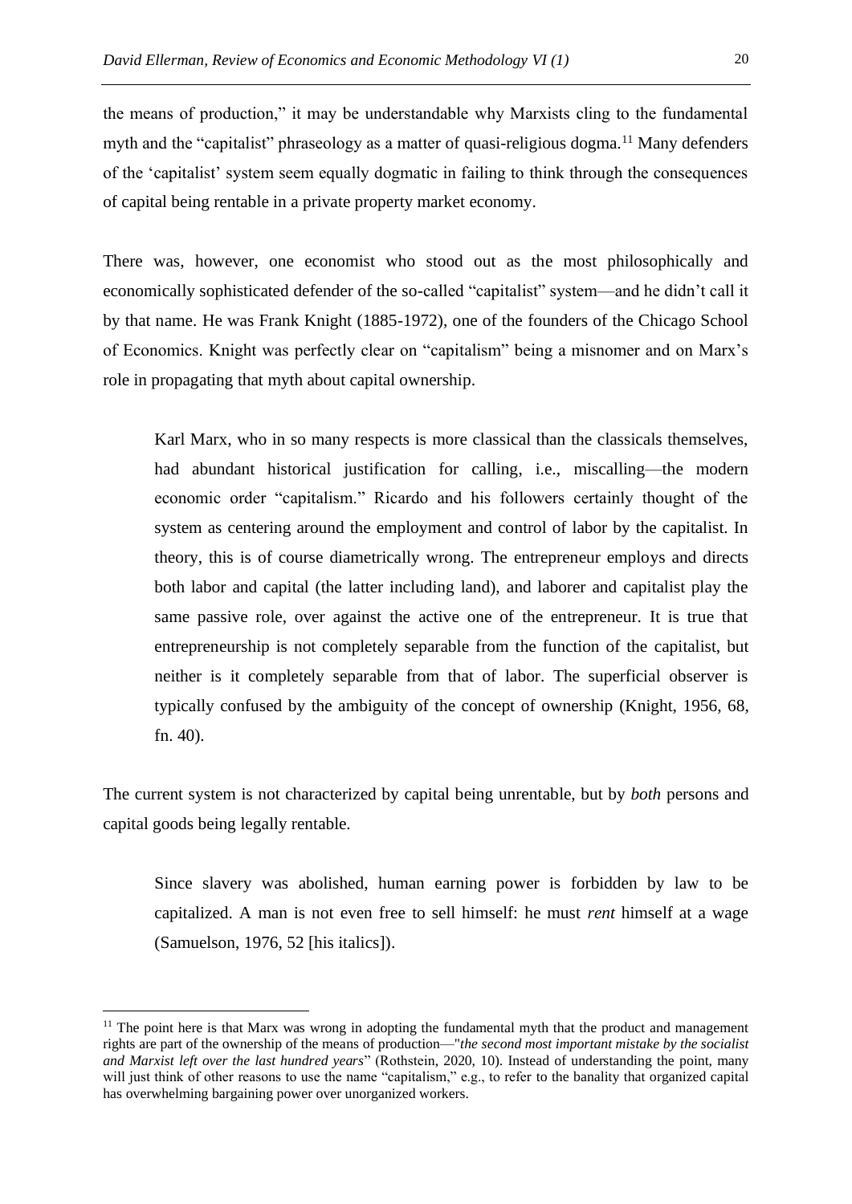the means of production," it may be understandable why Marxists cling to the fundamental myth and the "capitalist" phraseology as a matter of quasi-religious dogma.[11] Many defenders of the 'capitalist' system seem equally dogmatic in failing to think through the consequences of capital being rentable in a private property market economy.

There was, however, one economist who stood out as the most philosophically and economically sophisticated defender of the so-called "capitalist" system—and he didn't call it by that name. He was Frank Knight (1885-1972), one of the founders of the Chicago School of Economics. Knight was perfectly clear on "capitalism" being a misnomer and on Marx's role in propagating that myth about capital ownership.

> Karl Marx, who in so many respects is more classical than the classicals themselves, had abundant historical justification for calling, i.e., miscalling—the modern economic order "capitalism." Ricardo and his followers certainly thought of the system as centering around the employment and control of labor by the capitalist. In theory, this is of course diametrically wrong. The entrepreneur employs and directs both labor and capital (the latter including land), and laborer and capitalist play the same passive role, over against the active one of the entrepreneur. It is true that entrepreneurship is not completely separable from the function of the capitalist, but neither is it completely separable from that of labor. The superficial observer is typically confused by the ambiguity of the concept of ownership (Knight, 1956, 68, fn. 40).

The current system is not characterized by capital being unrentable, but by *both* persons and capital goods being legally rentable.

> Since slavery was abolished, human earning power is forbidden by law to be capitalized. A man is not even free to sell himself: he must *rent* himself at a wage (Samuelson, 1976, 52 [his italics]).

[11] The point here is that Marx was wrong in adopting the fundamental myth that the product and management rights are part of the ownership of the means of production—"*the second most important mistake by the socialist and Marxist left over the last hundred years*" (Rothstein, 2020, 10). Instead of understanding the point, many will just think of other reasons to use the name "capitalism," e.g., to refer to the banality that organized capital has overwhelming bargaining power over unorganized workers.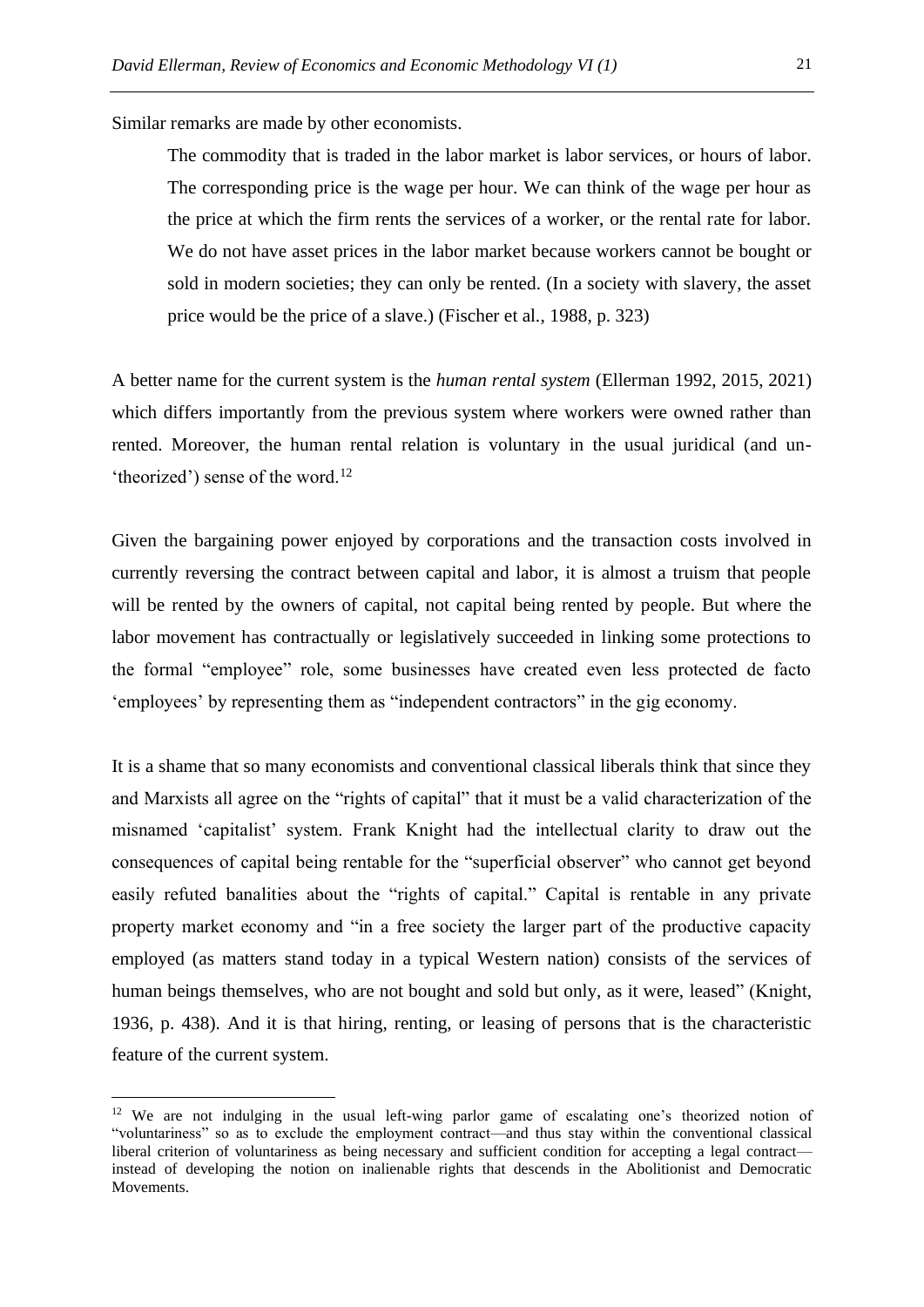Similar remarks are made by other economists.

> The commodity that is traded in the labor market is labor services, or hours of labor. The corresponding price is the wage per hour. We can think of the wage per hour as the price at which the firm rents the services of a worker, or the rental rate for labor. We do not have asset prices in the labor market because workers cannot be bought or sold in modern societies; they can only be rented. (In a society with slavery, the asset price would be the price of a slave.) (Fischer et al., 1988, p. 323)

A better name for the current system is the *human rental system* (Ellerman 1992, 2015, 2021) which differs importantly from the previous system where workers were owned rather than rented. Moreover, the human rental relation is voluntary in the usual juridical (and un-'theorized') sense of the word.[12]

Given the bargaining power enjoyed by corporations and the transaction costs involved in currently reversing the contract between capital and labor, it is almost a truism that people will be rented by the owners of capital, not capital being rented by people. But where the labor movement has contractually or legislatively succeeded in linking some protections to the formal "employee" role, some businesses have created even less protected de facto 'employees' by representing them as "independent contractors" in the gig economy.

It is a shame that so many economists and conventional classical liberals think that since they and Marxists all agree on the "rights of capital" that it must be a valid characterization of the misnamed 'capitalist' system. Frank Knight had the intellectual clarity to draw out the consequences of capital being rentable for the "superficial observer" who cannot get beyond easily refuted banalities about the "rights of capital." Capital is rentable in any private property market economy and "in a free society the larger part of the productive capacity employed (as matters stand today in a typical Western nation) consists of the services of human beings themselves, who are not bought and sold but only, as it were, leased" (Knight, 1936, p. 438). And it is that hiring, renting, or leasing of persons that is the characteristic feature of the current system.

[12] We are not indulging in the usual left-wing parlor game of escalating one's theorized notion of "voluntariness" so as to exclude the employment contract—and thus stay within the conventional classical liberal criterion of voluntariness as being necessary and sufficient condition for accepting a legal contract—instead of developing the notion on inalienable rights that descends in the Abolitionist and Democratic Movements.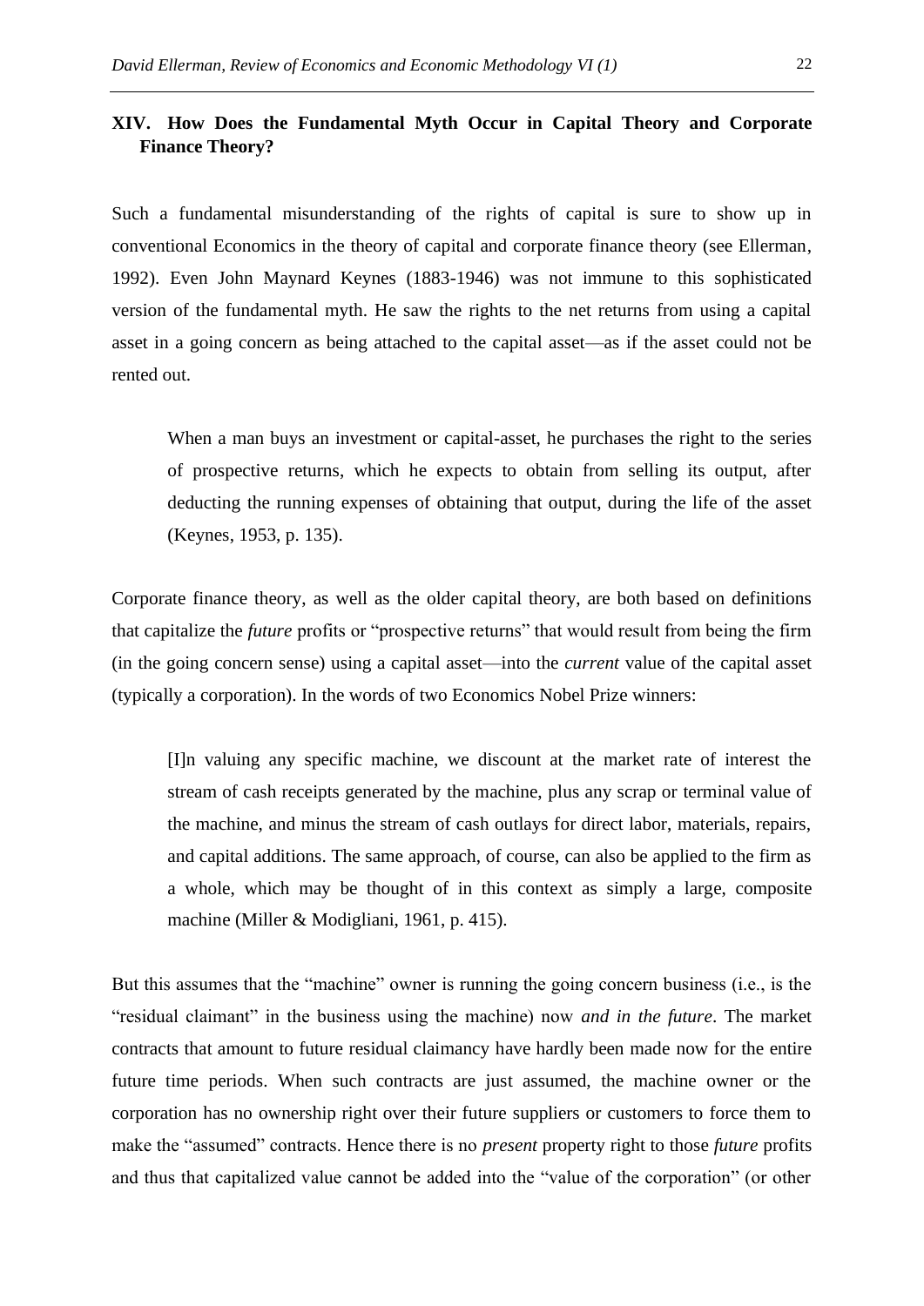## XIV. How Does the Fundamental Myth Occur in Capital Theory and Corporate Finance Theory?

Such a fundamental misunderstanding of the rights of capital is sure to show up in conventional Economics in the theory of capital and corporate finance theory (see Ellerman, 1992). Even John Maynard Keynes (1883-1946) was not immune to this sophisticated version of the fundamental myth. He saw the rights to the net returns from using a capital asset in a going concern as being attached to the capital asset—as if the asset could not be rented out.

> When a man buys an investment or capital-asset, he purchases the right to the series of prospective returns, which he expects to obtain from selling its output, after deducting the running expenses of obtaining that output, during the life of the asset (Keynes, 1953, p. 135).

Corporate finance theory, as well as the older capital theory, are both based on definitions that capitalize the *future* profits or "prospective returns" that would result from being the firm (in the going concern sense) using a capital asset—into the *current* value of the capital asset (typically a corporation). In the words of two Economics Nobel Prize winners:

> [I]n valuing any specific machine, we discount at the market rate of interest the stream of cash receipts generated by the machine, plus any scrap or terminal value of the machine, and minus the stream of cash outlays for direct labor, materials, repairs, and capital additions. The same approach, of course, can also be applied to the firm as a whole, which may be thought of in this context as simply a large, composite machine (Miller & Modigliani, 1961, p. 415).

But this assumes that the "machine" owner is running the going concern business (i.e., is the "residual claimant" in the business using the machine) now *and in the future*. The market contracts that amount to future residual claimancy have hardly been made now for the entire future time periods. When such contracts are just assumed, the machine owner or the corporation has no ownership right over their future suppliers or customers to force them to make the "assumed" contracts. Hence there is no *present* property right to those *future* profits and thus that capitalized value cannot be added into the "value of the corporation" (or other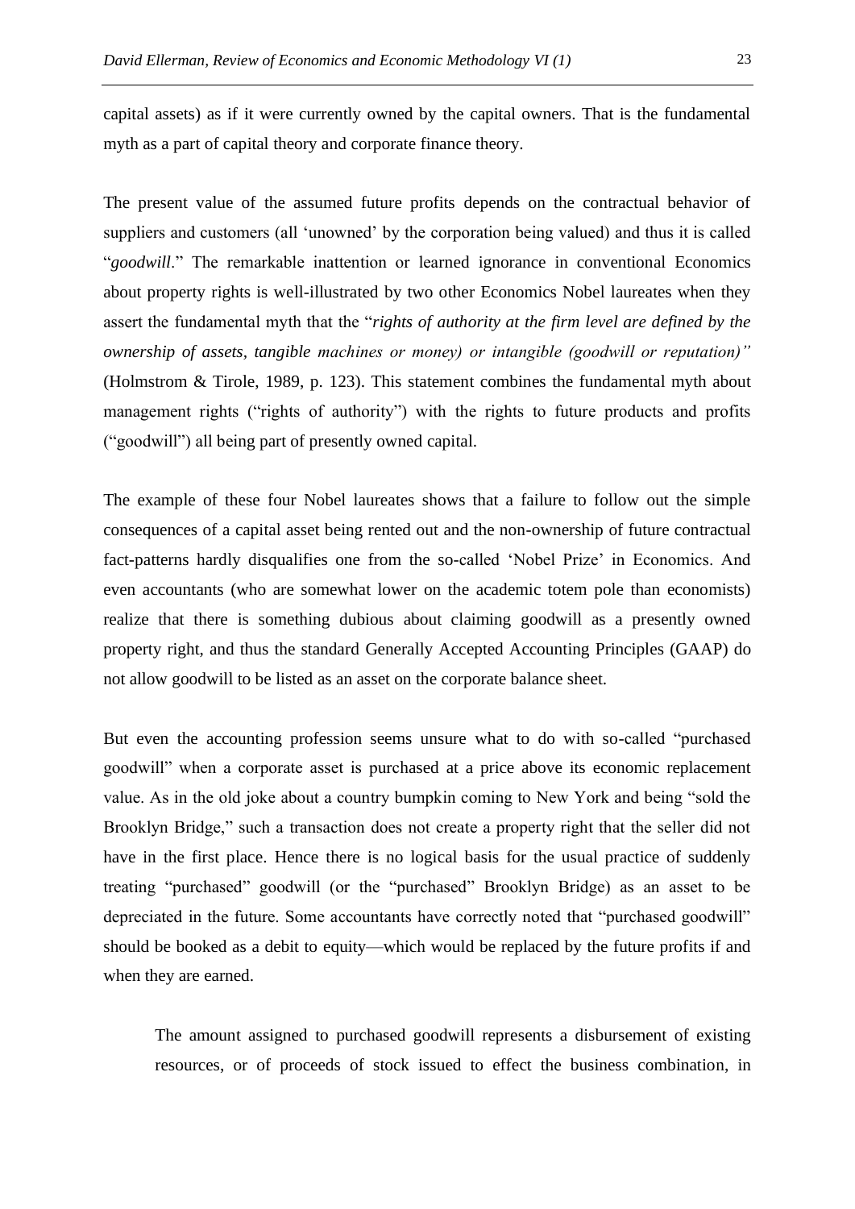capital assets) as if it were currently owned by the capital owners. That is the fundamental myth as a part of capital theory and corporate finance theory.

The present value of the assumed future profits depends on the contractual behavior of suppliers and customers (all 'unowned' by the corporation being valued) and thus it is called "*goodwill*." The remarkable inattention or learned ignorance in conventional Economics about property rights is well-illustrated by two other Economics Nobel laureates when they assert the fundamental myth that the "*rights of authority at the firm level are defined by the ownership of assets, tangible machines or money) or intangible (goodwill or reputation)"* (Holmstrom & Tirole, 1989, p. 123). This statement combines the fundamental myth about management rights ("rights of authority") with the rights to future products and profits ("goodwill") all being part of presently owned capital.

The example of these four Nobel laureates shows that a failure to follow out the simple consequences of a capital asset being rented out and the non-ownership of future contractual fact-patterns hardly disqualifies one from the so-called 'Nobel Prize' in Economics. And even accountants (who are somewhat lower on the academic totem pole than economists) realize that there is something dubious about claiming goodwill as a presently owned property right, and thus the standard Generally Accepted Accounting Principles (GAAP) do not allow goodwill to be listed as an asset on the corporate balance sheet.

But even the accounting profession seems unsure what to do with so-called "purchased goodwill" when a corporate asset is purchased at a price above its economic replacement value. As in the old joke about a country bumpkin coming to New York and being "sold the Brooklyn Bridge," such a transaction does not create a property right that the seller did not have in the first place. Hence there is no logical basis for the usual practice of suddenly treating "purchased" goodwill (or the "purchased" Brooklyn Bridge) as an asset to be depreciated in the future. Some accountants have correctly noted that "purchased goodwill" should be booked as a debit to equity—which would be replaced by the future profits if and when they are earned.

> The amount assigned to purchased goodwill represents a disbursement of existing resources, or of proceeds of stock issued to effect the business combination, in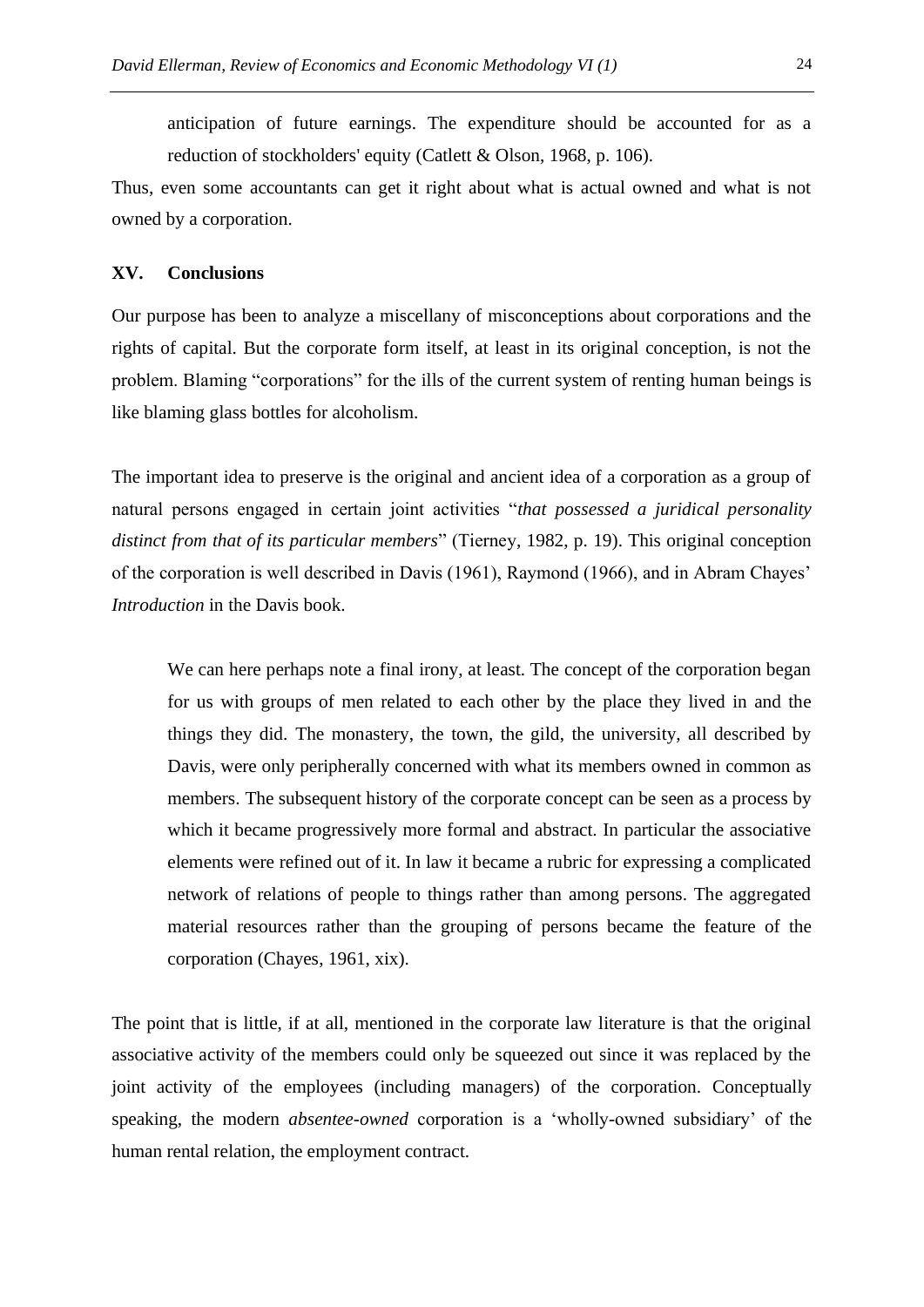> anticipation of future earnings. The expenditure should be accounted for as a reduction of stockholders' equity (Catlett & Olson, 1968, p. 106).

Thus, even some accountants can get it right about what is actual owned and what is not owned by a corporation.

## XV. Conclusions

Our purpose has been to analyze a miscellany of misconceptions about corporations and the rights of capital. But the corporate form itself, at least in its original conception, is not the problem. Blaming "corporations" for the ills of the current system of renting human beings is like blaming glass bottles for alcoholism.

The important idea to preserve is the original and ancient idea of a corporation as a group of natural persons engaged in certain joint activities "*that possessed a juridical personality distinct from that of its particular members*" (Tierney, 1982, p. 19). This original conception of the corporation is well described in Davis (1961), Raymond (1966), and in Abram Chayes' *Introduction* in the Davis book.

> We can here perhaps note a final irony, at least. The concept of the corporation began for us with groups of men related to each other by the place they lived in and the things they did. The monastery, the town, the gild, the university, all described by Davis, were only peripherally concerned with what its members owned in common as members. The subsequent history of the corporate concept can be seen as a process by which it became progressively more formal and abstract. In particular the associative elements were refined out of it. In law it became a rubric for expressing a complicated network of relations of people to things rather than among persons. The aggregated material resources rather than the grouping of persons became the feature of the corporation (Chayes, 1961, xix).

The point that is little, if at all, mentioned in the corporate law literature is that the original associative activity of the members could only be squeezed out since it was replaced by the joint activity of the employees (including managers) of the corporation. Conceptually speaking, the modern *absentee-owned* corporation is a 'wholly-owned subsidiary' of the human rental relation, the employment contract.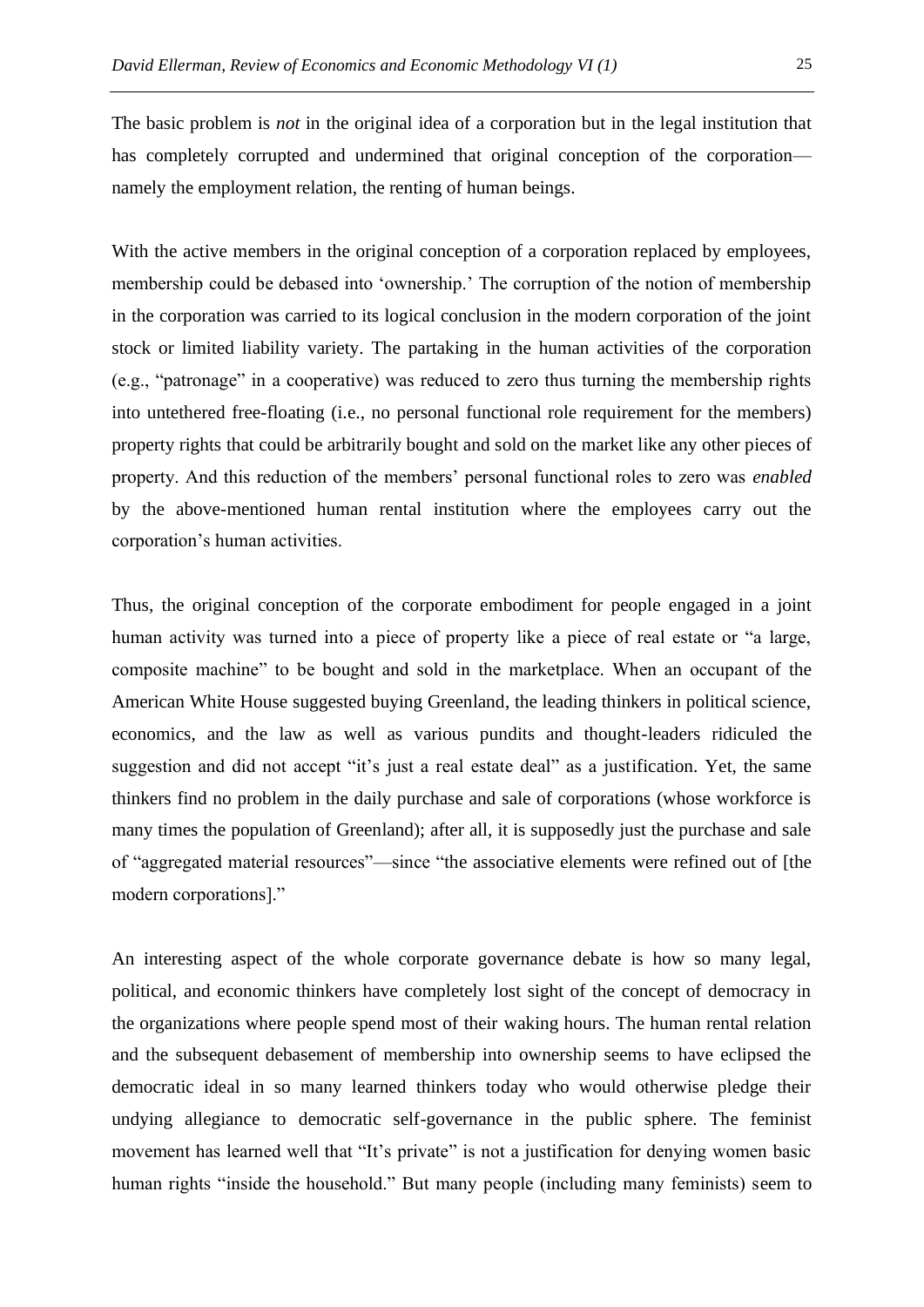The basic problem is *not* in the original idea of a corporation but in the legal institution that has completely corrupted and undermined that original conception of the corporation—namely the employment relation, the renting of human beings.

With the active members in the original conception of a corporation replaced by employees, membership could be debased into 'ownership.' The corruption of the notion of membership in the corporation was carried to its logical conclusion in the modern corporation of the joint stock or limited liability variety. The partaking in the human activities of the corporation (e.g., "patronage" in a cooperative) was reduced to zero thus turning the membership rights into untethered free-floating (i.e., no personal functional role requirement for the members) property rights that could be arbitrarily bought and sold on the market like any other pieces of property. And this reduction of the members' personal functional roles to zero was *enabled* by the above-mentioned human rental institution where the employees carry out the corporation's human activities.

Thus, the original conception of the corporate embodiment for people engaged in a joint human activity was turned into a piece of property like a piece of real estate or "a large, composite machine" to be bought and sold in the marketplace. When an occupant of the American White House suggested buying Greenland, the leading thinkers in political science, economics, and the law as well as various pundits and thought-leaders ridiculed the suggestion and did not accept "it's just a real estate deal" as a justification. Yet, the same thinkers find no problem in the daily purchase and sale of corporations (whose workforce is many times the population of Greenland); after all, it is supposedly just the purchase and sale of "aggregated material resources"—since "the associative elements were refined out of [the modern corporations]."

An interesting aspect of the whole corporate governance debate is how so many legal, political, and economic thinkers have completely lost sight of the concept of democracy in the organizations where people spend most of their waking hours. The human rental relation and the subsequent debasement of membership into ownership seems to have eclipsed the democratic ideal in so many learned thinkers today who would otherwise pledge their undying allegiance to democratic self-governance in the public sphere. The feminist movement has learned well that "It's private" is not a justification for denying women basic human rights "inside the household." But many people (including many feminists) seem to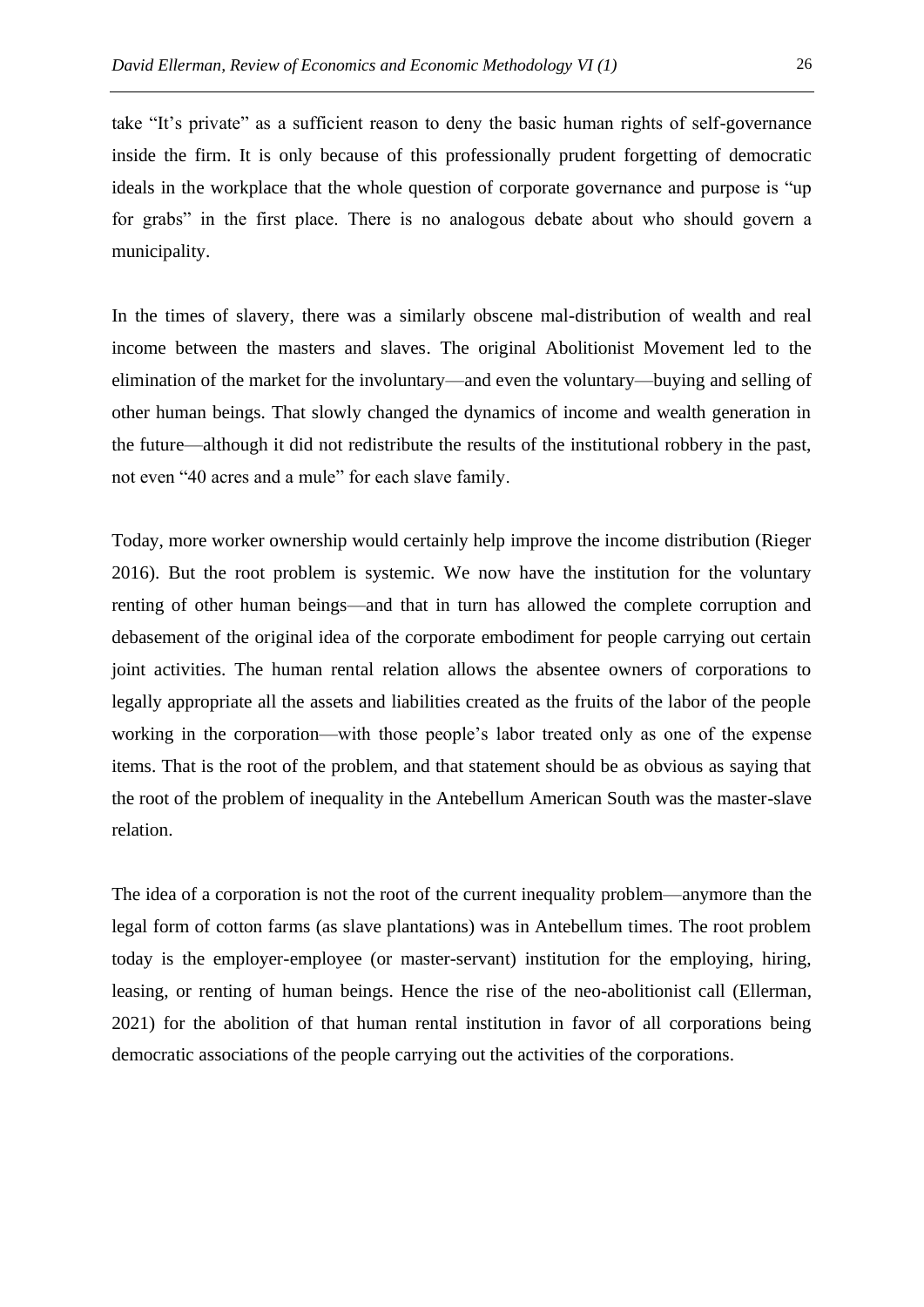take "It's private" as a sufficient reason to deny the basic human rights of self-governance inside the firm. It is only because of this professionally prudent forgetting of democratic ideals in the workplace that the whole question of corporate governance and purpose is "up for grabs" in the first place. There is no analogous debate about who should govern a municipality.

In the times of slavery, there was a similarly obscene mal-distribution of wealth and real income between the masters and slaves. The original Abolitionist Movement led to the elimination of the market for the involuntary—and even the voluntary—buying and selling of other human beings. That slowly changed the dynamics of income and wealth generation in the future—although it did not redistribute the results of the institutional robbery in the past, not even "40 acres and a mule" for each slave family.

Today, more worker ownership would certainly help improve the income distribution (Rieger 2016). But the root problem is systemic. We now have the institution for the voluntary renting of other human beings—and that in turn has allowed the complete corruption and debasement of the original idea of the corporate embodiment for people carrying out certain joint activities. The human rental relation allows the absentee owners of corporations to legally appropriate all the assets and liabilities created as the fruits of the labor of the people working in the corporation—with those people's labor treated only as one of the expense items. That is the root of the problem, and that statement should be as obvious as saying that the root of the problem of inequality in the Antebellum American South was the master-slave relation.

The idea of a corporation is not the root of the current inequality problem—anymore than the legal form of cotton farms (as slave plantations) was in Antebellum times. The root problem today is the employer-employee (or master-servant) institution for the employing, hiring, leasing, or renting of human beings. Hence the rise of the neo-abolitionist call (Ellerman, 2021) for the abolition of that human rental institution in favor of all corporations being democratic associations of the people carrying out the activities of the corporations.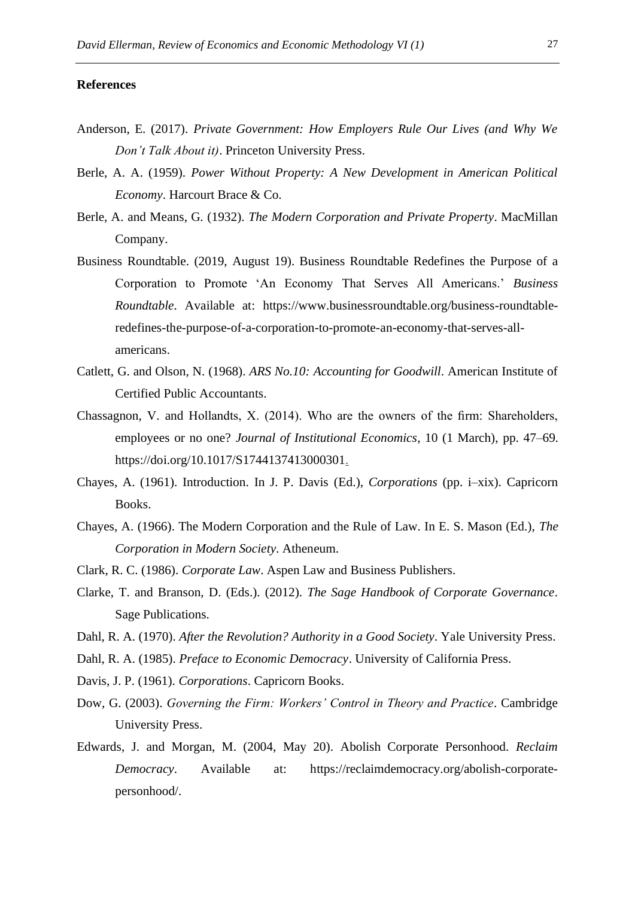**References**

Anderson, E. (2017). *Private Government: How Employers Rule Our Lives (and Why We Don't Talk About it)*. Princeton University Press.

Berle, A. A. (1959). *Power Without Property: A New Development in American Political Economy*. Harcourt Brace & Co.

Berle, A. and Means, G. (1932). *The Modern Corporation and Private Property*. MacMillan Company.

Business Roundtable. (2019, August 19). Business Roundtable Redefines the Purpose of a Corporation to Promote 'An Economy That Serves All Americans.' *Business Roundtable*. Available at: https://www.businessroundtable.org/business-roundtable-redefines-the-purpose-of-a-corporation-to-promote-an-economy-that-serves-all-americans.

Catlett, G. and Olson, N. (1968). *ARS No.10: Accounting for Goodwill*. American Institute of Certified Public Accountants.

Chassagnon, V. and Hollandts, X. (2014). Who are the owners of the firm: Shareholders, employees or no one? *Journal of Institutional Economics*, 10 (1 March), pp. 47–69. https://doi.org/10.1017/S1744137413000301.

Chayes, A. (1961). Introduction. In J. P. Davis (Ed.), *Corporations* (pp. i–xix). Capricorn Books.

Chayes, A. (1966). The Modern Corporation and the Rule of Law. In E. S. Mason (Ed.), *The Corporation in Modern Society*. Atheneum.

Clark, R. C. (1986). *Corporate Law*. Aspen Law and Business Publishers.

Clarke, T. and Branson, D. (Eds.). (2012). *The Sage Handbook of Corporate Governance*. Sage Publications.

Dahl, R. A. (1970). *After the Revolution? Authority in a Good Society*. Yale University Press.

Dahl, R. A. (1985). *Preface to Economic Democracy*. University of California Press.

Davis, J. P. (1961). *Corporations*. Capricorn Books.

Dow, G. (2003). *Governing the Firm: Workers' Control in Theory and Practice*. Cambridge University Press.

Edwards, J. and Morgan, M. (2004, May 20). Abolish Corporate Personhood. *Reclaim Democracy*. Available at: https://reclaimdemocracy.org/abolish-corporate-personhood/.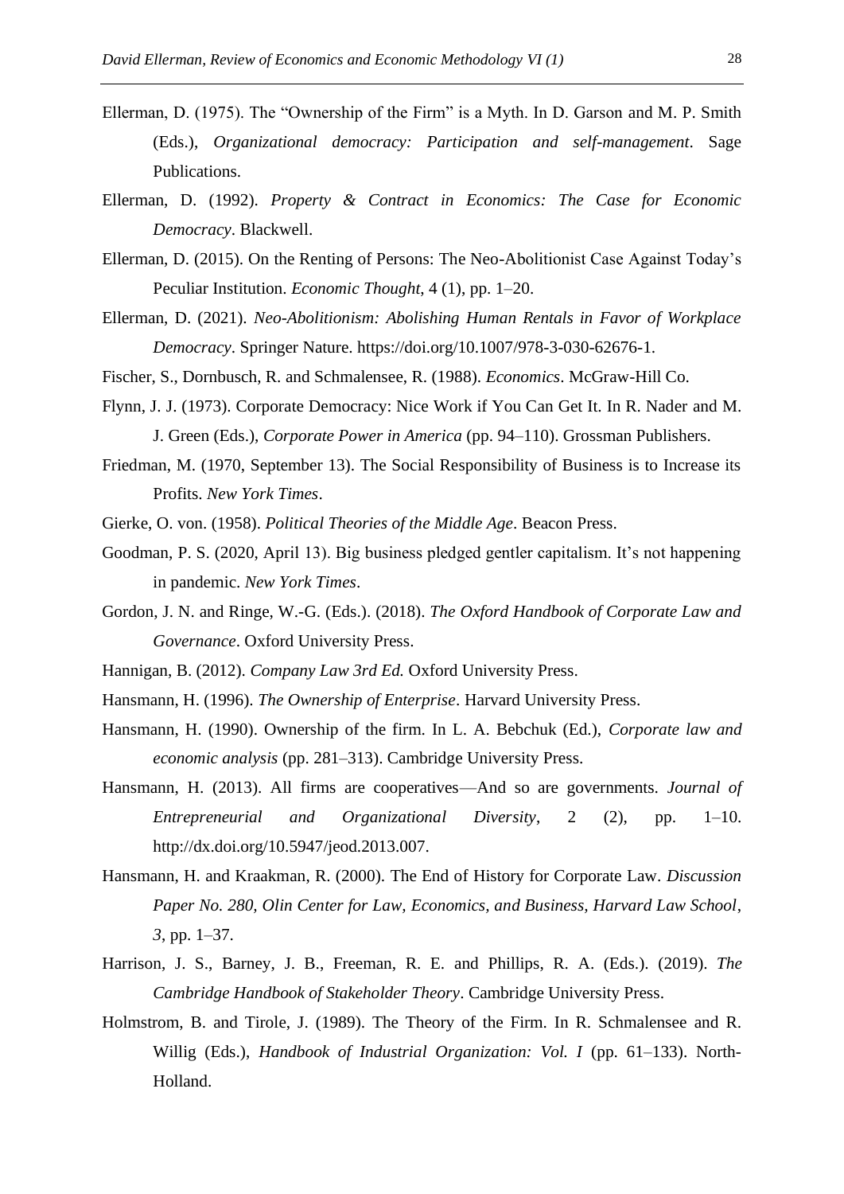Ellerman, D. (1975). The "Ownership of the Firm" is a Myth. In D. Garson and M. P. Smith (Eds.), *Organizational democracy: Participation and self-management*. Sage Publications.

Ellerman, D. (1992). *Property & Contract in Economics: The Case for Economic Democracy*. Blackwell.

Ellerman, D. (2015). On the Renting of Persons: The Neo-Abolitionist Case Against Today's Peculiar Institution. *Economic Thought*, 4 (1), pp. 1–20.

Ellerman, D. (2021). *Neo-Abolitionism: Abolishing Human Rentals in Favor of Workplace Democracy*. Springer Nature. https://doi.org/10.1007/978-3-030-62676-1.

Fischer, S., Dornbusch, R. and Schmalensee, R. (1988). *Economics*. McGraw-Hill Co.

Flynn, J. J. (1973). Corporate Democracy: Nice Work if You Can Get It. In R. Nader and M. J. Green (Eds.), *Corporate Power in America* (pp. 94–110). Grossman Publishers.

Friedman, M. (1970, September 13). The Social Responsibility of Business is to Increase its Profits. *New York Times*.

Gierke, O. von. (1958). *Political Theories of the Middle Age*. Beacon Press.

Goodman, P. S. (2020, April 13). Big business pledged gentler capitalism. It's not happening in pandemic. *New York Times*.

Gordon, J. N. and Ringe, W.-G. (Eds.). (2018). *The Oxford Handbook of Corporate Law and Governance*. Oxford University Press.

Hannigan, B. (2012). *Company Law 3rd Ed.* Oxford University Press.

Hansmann, H. (1996). *The Ownership of Enterprise*. Harvard University Press.

Hansmann, H. (1990). Ownership of the firm. In L. A. Bebchuk (Ed.), *Corporate law and economic analysis* (pp. 281–313). Cambridge University Press.

Hansmann, H. (2013). All firms are cooperatives—And so are governments. *Journal of Entrepreneurial and Organizational Diversity*, 2 (2), pp. 1–10. http://dx.doi.org/10.5947/jeod.2013.007.

Hansmann, H. and Kraakman, R. (2000). The End of History for Corporate Law. *Discussion Paper No. 280, Olin Center for Law, Economics, and Business, Harvard Law School*, *3*, pp. 1–37.

Harrison, J. S., Barney, J. B., Freeman, R. E. and Phillips, R. A. (Eds.). (2019). *The Cambridge Handbook of Stakeholder Theory*. Cambridge University Press.

Holmstrom, B. and Tirole, J. (1989). The Theory of the Firm. In R. Schmalensee and R. Willig (Eds.), *Handbook of Industrial Organization: Vol. I* (pp. 61–133). North-Holland.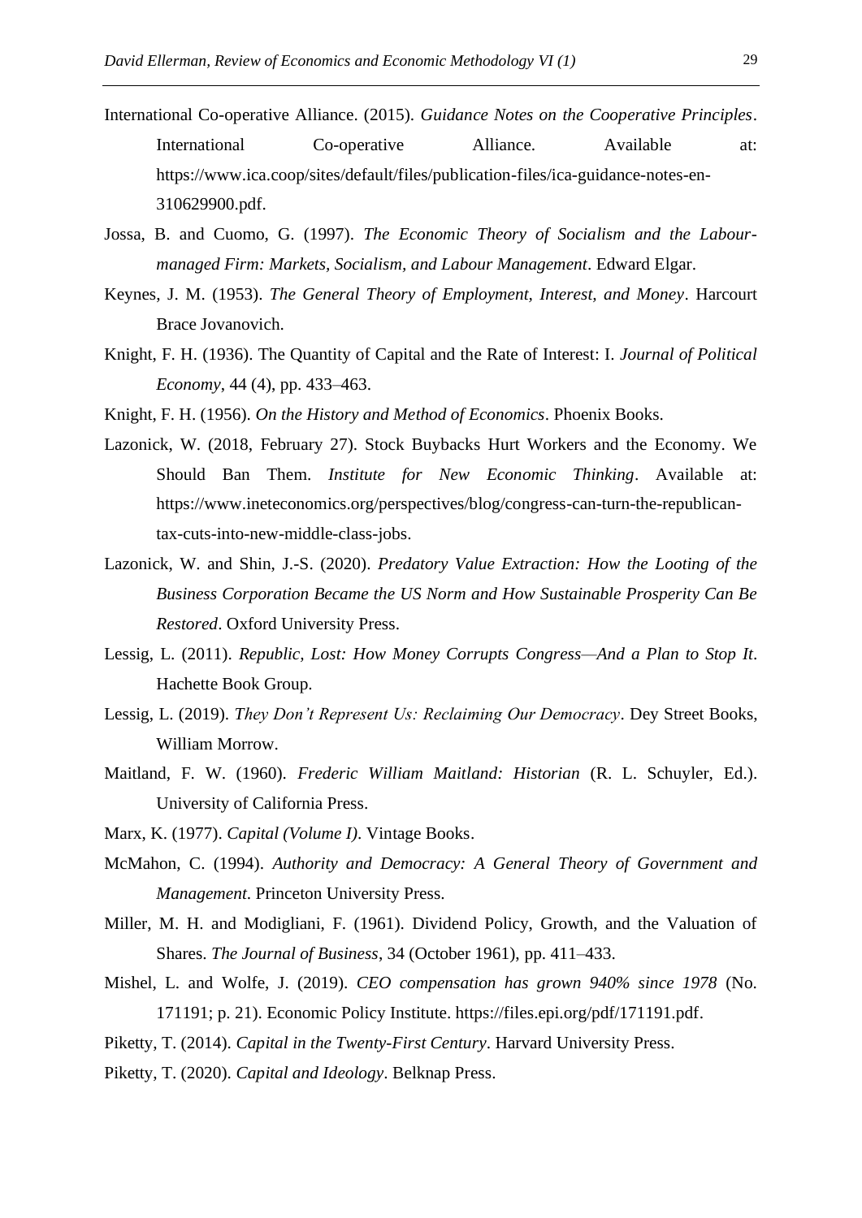International Co-operative Alliance. (2015). *Guidance Notes on the Cooperative Principles*. International Co-operative Alliance. Available at: https://www.ica.coop/sites/default/files/publication-files/ica-guidance-notes-en-310629900.pdf.

Jossa, B. and Cuomo, G. (1997). *The Economic Theory of Socialism and the Labour-managed Firm: Markets, Socialism, and Labour Management*. Edward Elgar.

Keynes, J. M. (1953). *The General Theory of Employment, Interest, and Money*. Harcourt Brace Jovanovich.

Knight, F. H. (1936). The Quantity of Capital and the Rate of Interest: I. *Journal of Political Economy*, 44 (4), pp. 433–463.

Knight, F. H. (1956). *On the History and Method of Economics*. Phoenix Books.

Lazonick, W. (2018, February 27). Stock Buybacks Hurt Workers and the Economy. We Should Ban Them. *Institute for New Economic Thinking*. Available at: https://www.ineteconomics.org/perspectives/blog/congress-can-turn-the-republican-tax-cuts-into-new-middle-class-jobs.

Lazonick, W. and Shin, J.-S. (2020). *Predatory Value Extraction: How the Looting of the Business Corporation Became the US Norm and How Sustainable Prosperity Can Be Restored*. Oxford University Press.

Lessig, L. (2011). *Republic, Lost: How Money Corrupts Congress—And a Plan to Stop It*. Hachette Book Group.

Lessig, L. (2019). *They Don't Represent Us: Reclaiming Our Democracy*. Dey Street Books, William Morrow.

Maitland, F. W. (1960). *Frederic William Maitland: Historian* (R. L. Schuyler, Ed.). University of California Press.

Marx, K. (1977). *Capital (Volume I)*. Vintage Books.

McMahon, C. (1994). *Authority and Democracy: A General Theory of Government and Management*. Princeton University Press.

Miller, M. H. and Modigliani, F. (1961). Dividend Policy, Growth, and the Valuation of Shares. *The Journal of Business*, 34 (October 1961), pp. 411–433.

Mishel, L. and Wolfe, J. (2019). *CEO compensation has grown 940% since 1978* (No. 171191; p. 21). Economic Policy Institute. https://files.epi.org/pdf/171191.pdf.

Piketty, T. (2014). *Capital in the Twenty-First Century*. Harvard University Press.

Piketty, T. (2020). *Capital and Ideology*. Belknap Press.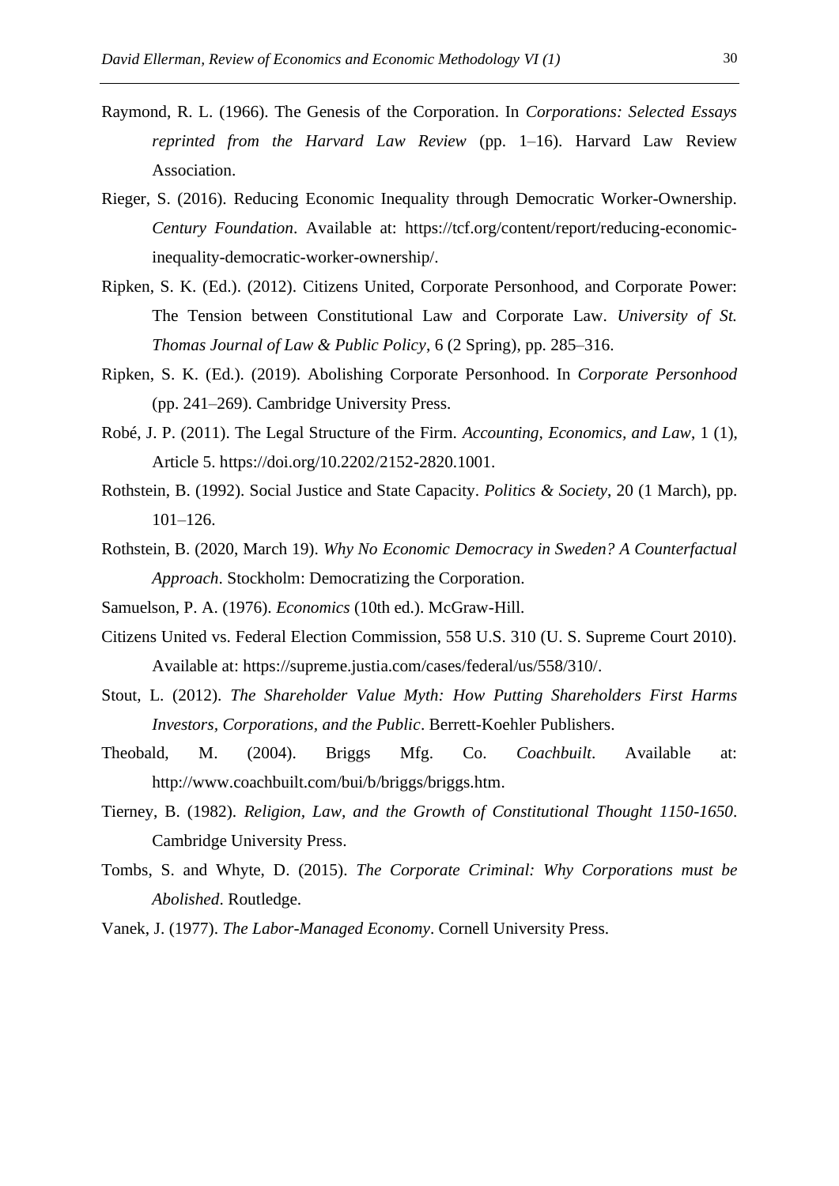Raymond, R. L. (1966). The Genesis of the Corporation. In *Corporations: Selected Essays reprinted from the Harvard Law Review* (pp. 1–16). Harvard Law Review Association.

Rieger, S. (2016). Reducing Economic Inequality through Democratic Worker-Ownership. *Century Foundation*. Available at: https://tcf.org/content/report/reducing-economic-inequality-democratic-worker-ownership/.

Ripken, S. K. (Ed.). (2012). Citizens United, Corporate Personhood, and Corporate Power: The Tension between Constitutional Law and Corporate Law. *University of St. Thomas Journal of Law & Public Policy*, 6 (2 Spring), pp. 285–316.

Ripken, S. K. (Ed.). (2019). Abolishing Corporate Personhood. In *Corporate Personhood* (pp. 241–269). Cambridge University Press.

Robé, J. P. (2011). The Legal Structure of the Firm. *Accounting, Economics, and Law*, 1 (1), Article 5. https://doi.org/10.2202/2152-2820.1001.

Rothstein, B. (1992). Social Justice and State Capacity. *Politics & Society*, 20 (1 March), pp. 101–126.

Rothstein, B. (2020, March 19). *Why No Economic Democracy in Sweden? A Counterfactual Approach*. Stockholm: Democratizing the Corporation.

Samuelson, P. A. (1976). *Economics* (10th ed.). McGraw-Hill.

Citizens United vs. Federal Election Commission, 558 U.S. 310 (U. S. Supreme Court 2010). Available at: https://supreme.justia.com/cases/federal/us/558/310/.

Stout, L. (2012). *The Shareholder Value Myth: How Putting Shareholders First Harms Investors, Corporations, and the Public*. Berrett-Koehler Publishers.

Theobald, M. (2004). Briggs Mfg. Co. *Coachbuilt*. Available at: http://www.coachbuilt.com/bui/b/briggs/briggs.htm.

Tierney, B. (1982). *Religion, Law, and the Growth of Constitutional Thought 1150-1650*. Cambridge University Press.

Tombs, S. and Whyte, D. (2015). *The Corporate Criminal: Why Corporations must be Abolished*. Routledge.

Vanek, J. (1977). *The Labor-Managed Economy*. Cornell University Press.